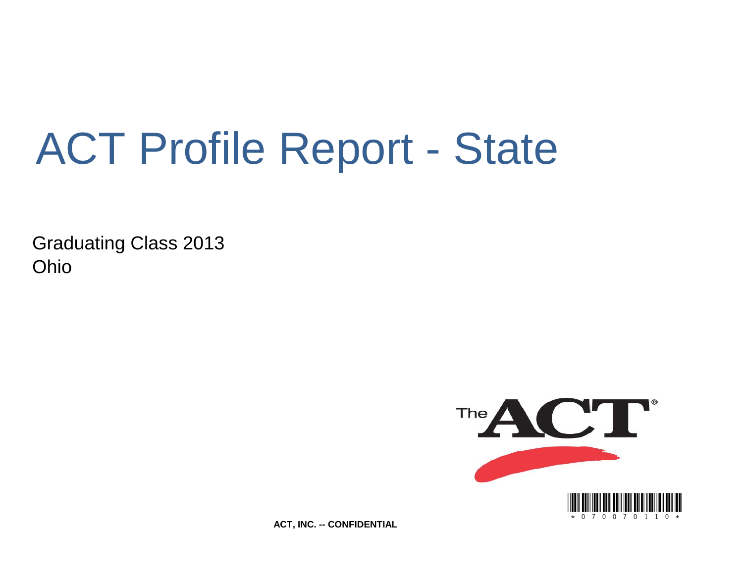# ACT Profile Report - State

Graduating Class 2013
Ohio

ACT, INC. -- CONFIDENTIAL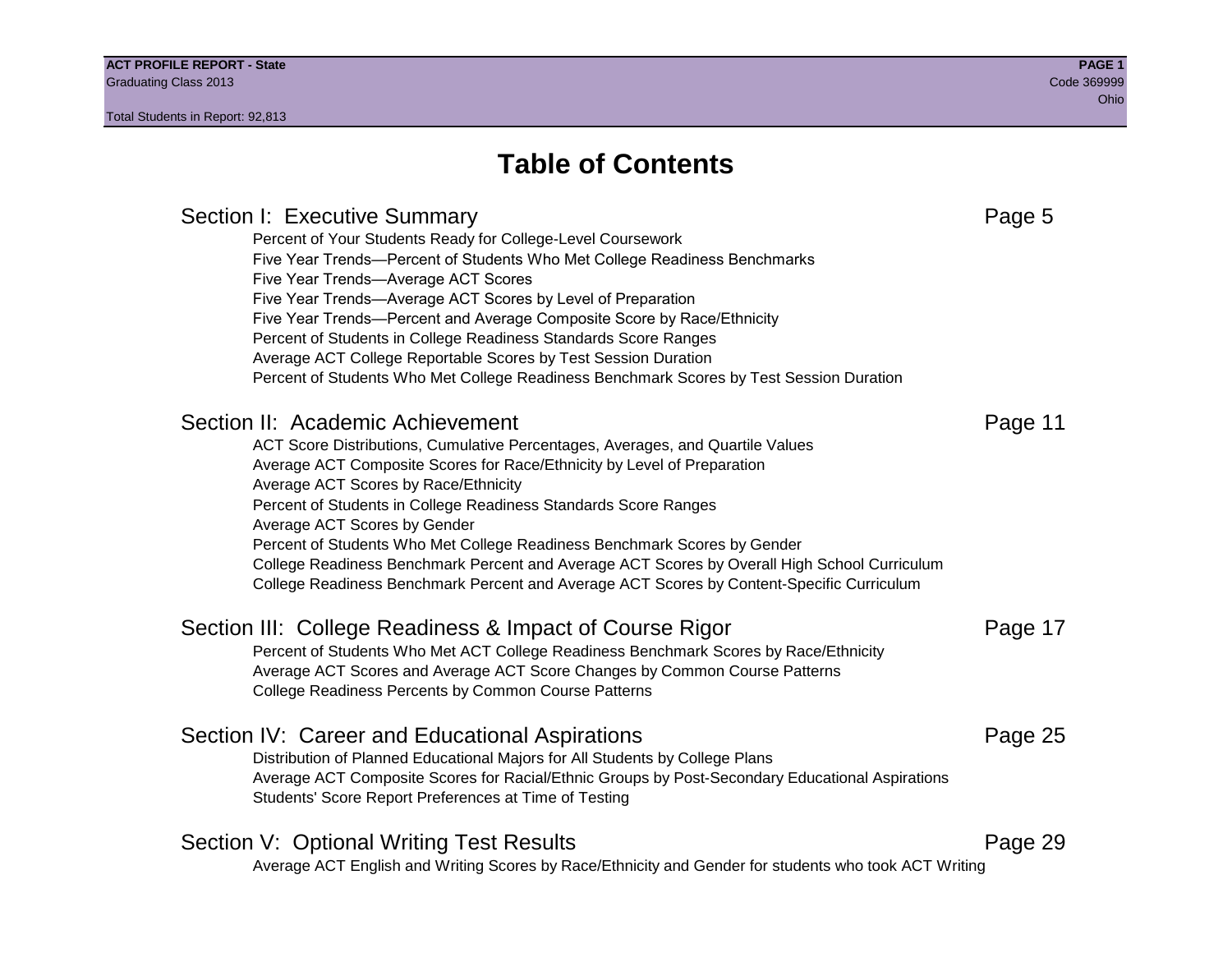# Table of Contents

## Section I: Executive Summary — Page 5

- Percent of Your Students Ready for College-Level Coursework
- Five Year Trends—Percent of Students Who Met College Readiness Benchmarks
- Five Year Trends—Average ACT Scores
- Five Year Trends—Average ACT Scores by Level of Preparation
- Five Year Trends—Percent and Average Composite Score by Race/Ethnicity
- Percent of Students in College Readiness Standards Score Ranges
- Average ACT College Reportable Scores by Test Session Duration
- Percent of Students Who Met College Readiness Benchmark Scores by Test Session Duration

## Section II: Academic Achievement — Page 11

- ACT Score Distributions, Cumulative Percentages, Averages, and Quartile Values
- Average ACT Composite Scores for Race/Ethnicity by Level of Preparation
- Average ACT Scores by Race/Ethnicity
- Percent of Students in College Readiness Standards Score Ranges
- Average ACT Scores by Gender
- Percent of Students Who Met College Readiness Benchmark Scores by Gender
- College Readiness Benchmark Percent and Average ACT Scores by Overall High School Curriculum
- College Readiness Benchmark Percent and Average ACT Scores by Content-Specific Curriculum

## Section III: College Readiness & Impact of Course Rigor — Page 17

- Percent of Students Who Met ACT College Readiness Benchmark Scores by Race/Ethnicity
- Average ACT Scores and Average ACT Score Changes by Common Course Patterns
- College Readiness Percents by Common Course Patterns

## Section IV: Career and Educational Aspirations — Page 25

- Distribution of Planned Educational Majors for All Students by College Plans
- Average ACT Composite Scores for Racial/Ethnic Groups by Post-Secondary Educational Aspirations
- Students' Score Report Preferences at Time of Testing

## Section V: Optional Writing Test Results — Page 29

- Average ACT English and Writing Scores by Race/Ethnicity and Gender for students who took ACT Writing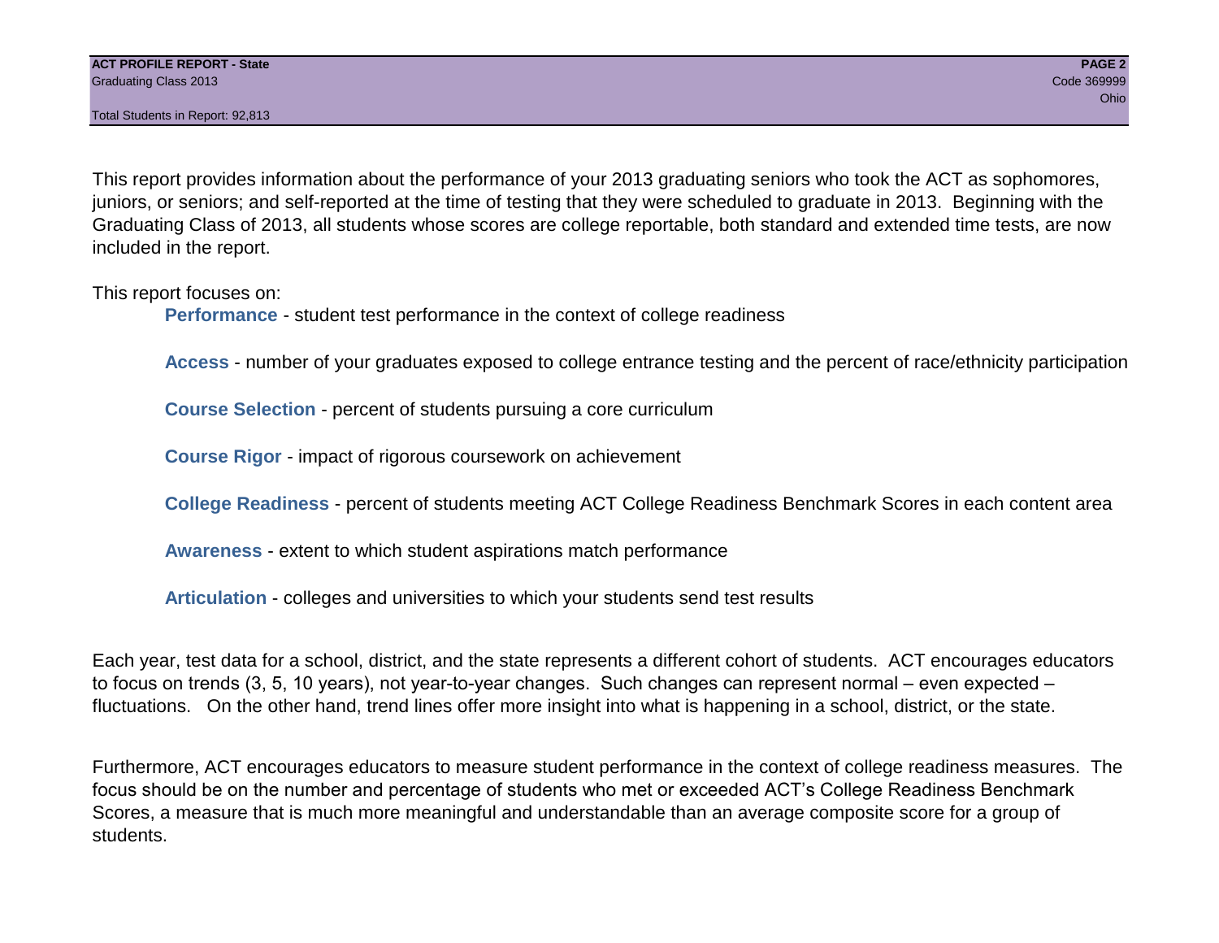This report provides information about the performance of your 2013 graduating seniors who took the ACT as sophomores, juniors, or seniors; and self-reported at the time of testing that they were scheduled to graduate in 2013. Beginning with the Graduating Class of 2013, all students whose scores are college reportable, both standard and extended time tests, are now included in the report.

This report focuses on:

**Performance** - student test performance in the context of college readiness

**Access** - number of your graduates exposed to college entrance testing and the percent of race/ethnicity participation

**Course Selection** - percent of students pursuing a core curriculum

**Course Rigor** - impact of rigorous coursework on achievement

**College Readiness** - percent of students meeting ACT College Readiness Benchmark Scores in each content area

**Awareness** - extent to which student aspirations match performance

**Articulation** - colleges and universities to which your students send test results

Each year, test data for a school, district, and the state represents a different cohort of students. ACT encourages educators to focus on trends (3, 5, 10 years), not year-to-year changes. Such changes can represent normal – even expected – fluctuations. On the other hand, trend lines offer more insight into what is happening in a school, district, or the state.

Furthermore, ACT encourages educators to measure student performance in the context of college readiness measures. The focus should be on the number and percentage of students who met or exceeded ACT's College Readiness Benchmark Scores, a measure that is much more meaningful and understandable than an average composite score for a group of students.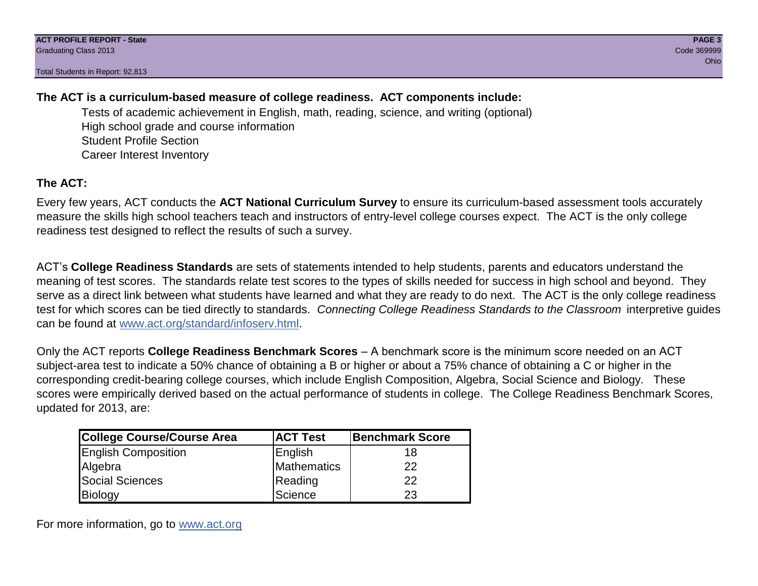**The ACT is a curriculum-based measure of college readiness. ACT components include:**

- Tests of academic achievement in English, math, reading, science, and writing (optional)
- High school grade and course information
- Student Profile Section
- Career Interest Inventory

## The ACT:

Every few years, ACT conducts the **ACT National Curriculum Survey** to ensure its curriculum-based assessment tools accurately measure the skills high school teachers teach and instructors of entry-level college courses expect. The ACT is the only college readiness test designed to reflect the results of such a survey.

ACT's **College Readiness Standards** are sets of statements intended to help students, parents and educators understand the meaning of test scores. The standards relate test scores to the types of skills needed for success in high school and beyond. They serve as a direct link between what students have learned and what they are ready to do next. The ACT is the only college readiness test for which scores can be tied directly to standards. *Connecting College Readiness Standards to the Classroom* interpretive guides can be found at www.act.org/standard/infoserv.html.

Only the ACT reports **College Readiness Benchmark Scores** – A benchmark score is the minimum score needed on an ACT subject-area test to indicate a 50% chance of obtaining a B or higher or about a 75% chance of obtaining a C or higher in the corresponding credit-bearing college courses, which include English Composition, Algebra, Social Science and Biology. These scores were empirically derived based on the actual performance of students in college. The College Readiness Benchmark Scores, updated for 2013, are:

| College Course/Course Area | ACT Test | Benchmark Score |
|---|---|---|
| English Composition | English | 18 |
| Algebra | Mathematics | 22 |
| Social Sciences | Reading | 22 |
| Biology | Science | 23 |

For more information, go to www.act.org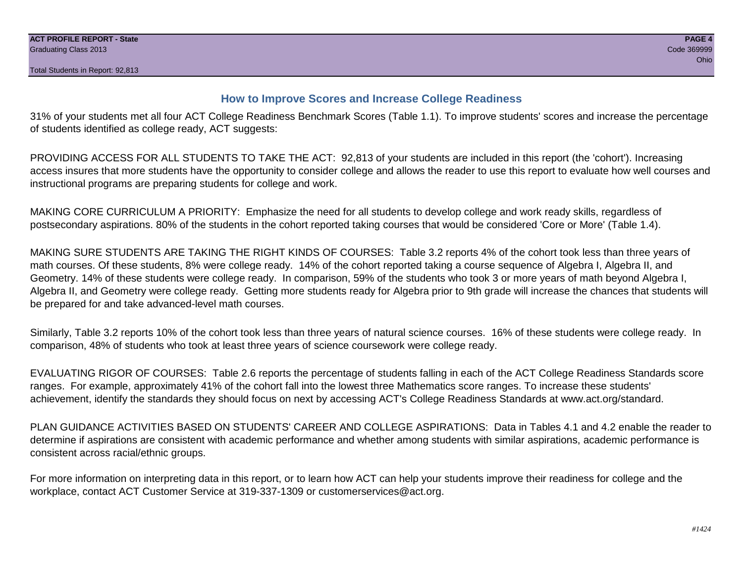## How to Improve Scores and Increase College Readiness

31% of your students met all four ACT College Readiness Benchmark Scores (Table 1.1). To improve students' scores and increase the percentage of students identified as college ready, ACT suggests:

PROVIDING ACCESS FOR ALL STUDENTS TO TAKE THE ACT: 92,813 of your students are included in this report (the 'cohort'). Increasing access insures that more students have the opportunity to consider college and allows the reader to use this report to evaluate how well courses and instructional programs are preparing students for college and work.

MAKING CORE CURRICULUM A PRIORITY: Emphasize the need for all students to develop college and work ready skills, regardless of postsecondary aspirations. 80% of the students in the cohort reported taking courses that would be considered 'Core or More' (Table 1.4).

MAKING SURE STUDENTS ARE TAKING THE RIGHT KINDS OF COURSES: Table 3.2 reports 4% of the cohort took less than three years of math courses. Of these students, 8% were college ready. 14% of the cohort reported taking a course sequence of Algebra I, Algebra II, and Geometry. 14% of these students were college ready. In comparison, 59% of the students who took 3 or more years of math beyond Algebra I, Algebra II, and Geometry were college ready. Getting more students ready for Algebra prior to 9th grade will increase the chances that students will be prepared for and take advanced-level math courses.

Similarly, Table 3.2 reports 10% of the cohort took less than three years of natural science courses. 16% of these students were college ready. In comparison, 48% of students who took at least three years of science coursework were college ready.

EVALUATING RIGOR OF COURSES: Table 2.6 reports the percentage of students falling in each of the ACT College Readiness Standards score ranges. For example, approximately 41% of the cohort fall into the lowest three Mathematics score ranges. To increase these students' achievement, identify the standards they should focus on next by accessing ACT's College Readiness Standards at www.act.org/standard.

PLAN GUIDANCE ACTIVITIES BASED ON STUDENTS' CAREER AND COLLEGE ASPIRATIONS: Data in Tables 4.1 and 4.2 enable the reader to determine if aspirations are consistent with academic performance and whether among students with similar aspirations, academic performance is consistent across racial/ethnic groups.

For more information on interpreting data in this report, or to learn how ACT can help your students improve their readiness for college and the workplace, contact ACT Customer Service at 319-337-1309 or customerservices@act.org.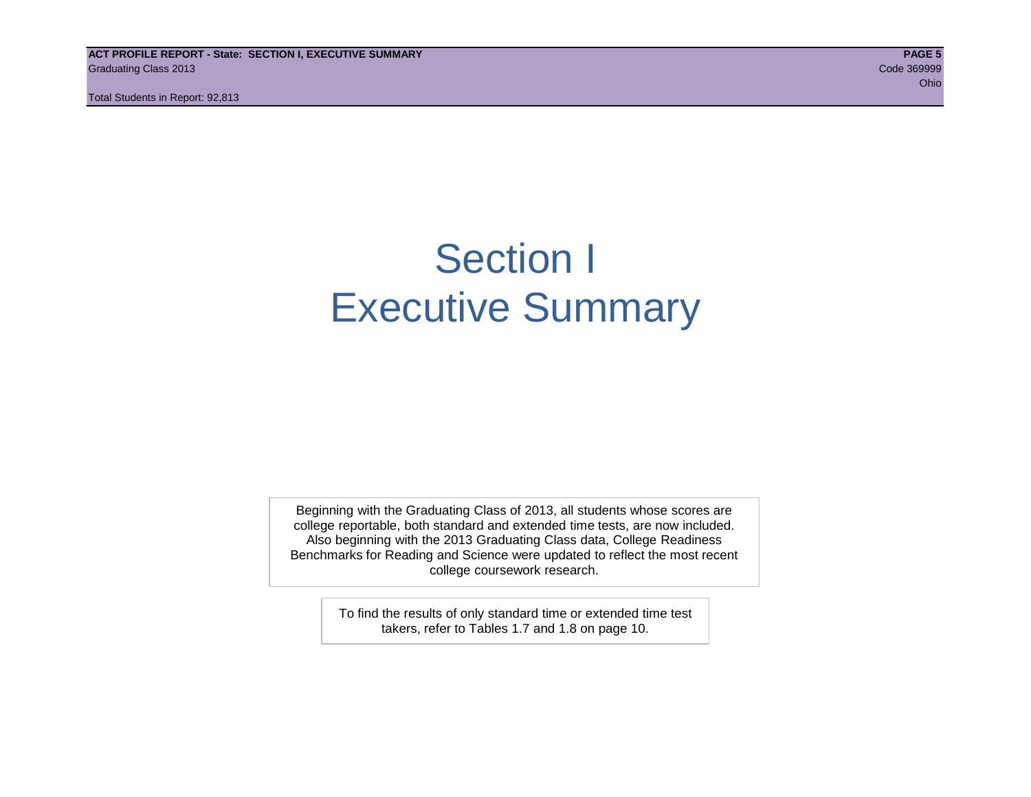# Section I
# Executive Summary

Beginning with the Graduating Class of 2013, all students whose scores are college reportable, both standard and extended time tests, are now included. Also beginning with the 2013 Graduating Class data, College Readiness Benchmarks for Reading and Science were updated to reflect the most recent college coursework research.

To find the results of only standard time or extended time test takers, refer to Tables 1.7 and 1.8 on page 10.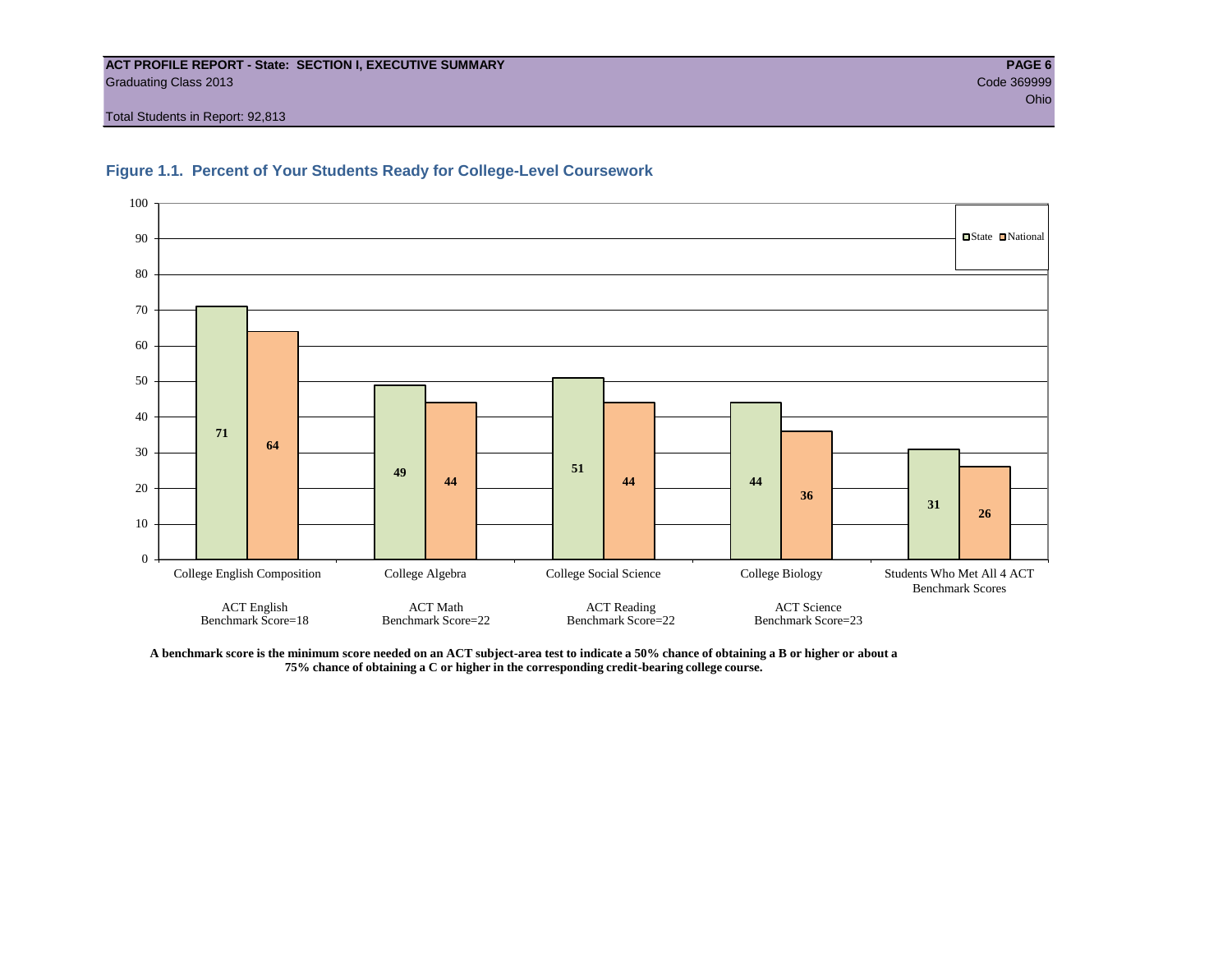**ACT PROFILE REPORT - State: SECTION I, EXECUTIVE SUMMARY**
Graduating Class 2013
Code 369999
Ohio
Total Students in Report: 92,813

### Figure 1.1. Percent of Your Students Ready for College-Level Coursework

| Course | State | National |
|---|---|---|
| College English Composition (ACT English Benchmark Score=18) | 71 | 64 |
| College Algebra (ACT Math Benchmark Score=22) | 49 | 44 |
| College Social Science (ACT Reading Benchmark Score=22) | 51 | 44 |
| College Biology (ACT Science Benchmark Score=23) | 44 | 36 |
| Students Who Met All 4 ACT Benchmark Scores | 31 | 26 |

**A benchmark score is the minimum score needed on an ACT subject-area test to indicate a 50% chance of obtaining a B or higher or about a 75% chance of obtaining a C or higher in the corresponding credit-bearing college course.**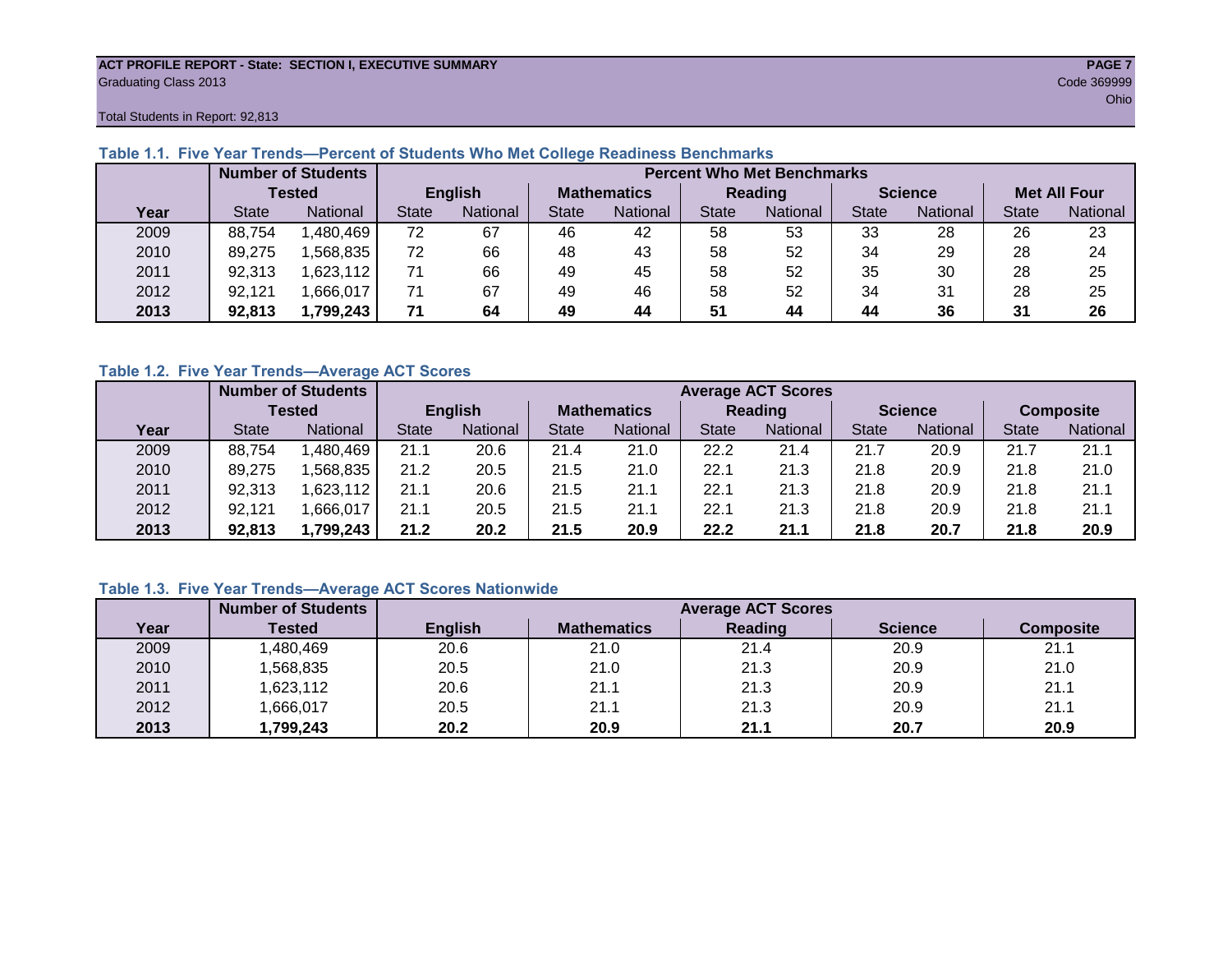ACT PROFILE REPORT - State: SECTION I, EXECUTIVE SUMMARY

Graduating Class 2013

Code 369999

Ohio

Total Students in Report: 92,813

### Table 1.1. Five Year Trends—Percent of Students Who Met College Readiness Benchmarks

| | Number of Students Tested | | Percent Who Met Benchmarks | | | | | | | | | |
|---|---|---|---|---|---|---|---|---|---|---|---|---|
| | | | English | | Mathematics | | Reading | | Science | | Met All Four | |
| Year | State | National | State | National | State | National | State | National | State | National | State | National |
| 2009 | 88,754 | 1,480,469 | 72 | 67 | 46 | 42 | 58 | 53 | 33 | 28 | 26 | 23 |
| 2010 | 89,275 | 1,568,835 | 72 | 66 | 48 | 43 | 58 | 52 | 34 | 29 | 28 | 24 |
| 2011 | 92,313 | 1,623,112 | 71 | 66 | 49 | 45 | 58 | 52 | 35 | 30 | 28 | 25 |
| 2012 | 92,121 | 1,666,017 | 71 | 67 | 49 | 46 | 58 | 52 | 34 | 31 | 28 | 25 |
| **2013** | **92,813** | **1,799,243** | **71** | **64** | **49** | **44** | **51** | **44** | **44** | **36** | **31** | **26** |

### Table 1.2. Five Year Trends—Average ACT Scores

| | Number of Students Tested | | Average ACT Scores | | | | | | | | | |
|---|---|---|---|---|---|---|---|---|---|---|---|---|
| | | | English | | Mathematics | | Reading | | Science | | Composite | |
| Year | State | National | State | National | State | National | State | National | State | National | State | National |
| 2009 | 88,754 | 1,480,469 | 21.1 | 20.6 | 21.4 | 21.0 | 22.2 | 21.4 | 21.7 | 20.9 | 21.7 | 21.1 |
| 2010 | 89,275 | 1,568,835 | 21.2 | 20.5 | 21.5 | 21.0 | 22.1 | 21.3 | 21.8 | 20.9 | 21.8 | 21.0 |
| 2011 | 92,313 | 1,623,112 | 21.1 | 20.6 | 21.5 | 21.1 | 22.1 | 21.3 | 21.8 | 20.9 | 21.8 | 21.1 |
| 2012 | 92,121 | 1,666,017 | 21.1 | 20.5 | 21.5 | 21.1 | 22.1 | 21.3 | 21.8 | 20.9 | 21.8 | 21.1 |
| **2013** | **92,813** | **1,799,243** | **21.2** | **20.2** | **21.5** | **20.9** | **22.2** | **21.1** | **21.8** | **20.7** | **21.8** | **20.9** |

### Table 1.3. Five Year Trends—Average ACT Scores Nationwide

| | Number of Students | Average ACT Scores | | | | |
|---|---|---|---|---|---|---|
| Year | Tested | English | Mathematics | Reading | Science | Composite |
| 2009 | 1,480,469 | 20.6 | 21.0 | 21.4 | 20.9 | 21.1 |
| 2010 | 1,568,835 | 20.5 | 21.0 | 21.3 | 20.9 | 21.0 |
| 2011 | 1,623,112 | 20.6 | 21.1 | 21.3 | 20.9 | 21.1 |
| 2012 | 1,666,017 | 20.5 | 21.1 | 21.3 | 20.9 | 21.1 |
| **2013** | **1,799,243** | **20.2** | **20.9** | **21.1** | **20.7** | **20.9** |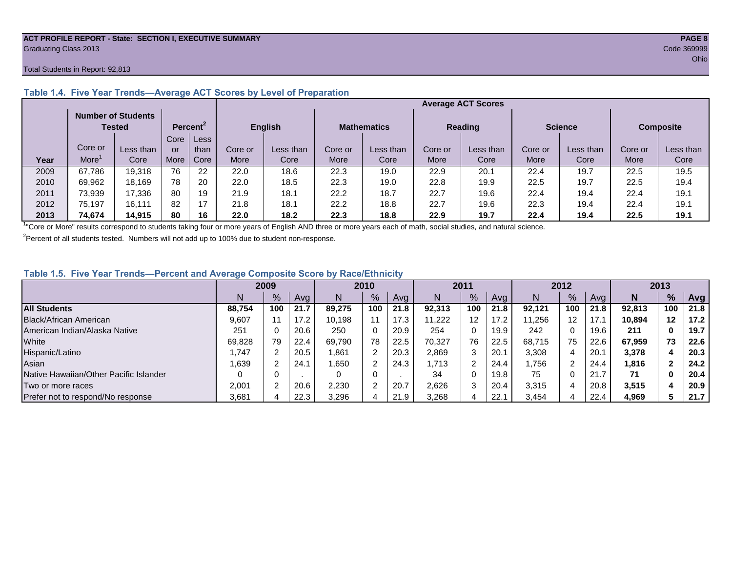**ACT PROFILE REPORT - State: SECTION I, EXECUTIVE SUMMARY**
Graduating Class 2013
Code 369999
Ohio

Total Students in Report: 92,813

### Table 1.4. Five Year Trends—Average ACT Scores by Level of Preparation

| | Number of Students Tested | | Percent[2] | | Average ACT Scores | | | | | | | | | |
|---|---|---|---|---|---|---|---|---|---|---|---|---|---|---|
| | | | | | English | | Mathematics | | Reading | | Science | | Composite | |
| Year | Core or More[1] | Less than Core | Core or More | Less than Core | Core or More | Less than Core | Core or More | Less than Core | Core or More | Less than Core | Core or More | Less than Core | Core or More | Less than Core |
| 2009 | 67,786 | 19,318 | 76 | 22 | 22.0 | 18.6 | 22.3 | 19.0 | 22.9 | 20.1 | 22.4 | 19.7 | 22.5 | 19.5 |
| 2010 | 69,962 | 18,169 | 78 | 20 | 22.0 | 18.5 | 22.3 | 19.0 | 22.8 | 19.9 | 22.5 | 19.7 | 22.5 | 19.4 |
| 2011 | 73,939 | 17,336 | 80 | 19 | 21.9 | 18.1 | 22.2 | 18.7 | 22.7 | 19.6 | 22.4 | 19.4 | 22.4 | 19.1 |
| 2012 | 75,197 | 16,111 | 82 | 17 | 21.8 | 18.1 | 22.2 | 18.8 | 22.7 | 19.6 | 22.3 | 19.4 | 22.4 | 19.1 |
| **2013** | **74,674** | **14,915** | **80** | **16** | **22.0** | **18.2** | **22.3** | **18.8** | **22.9** | **19.7** | **22.4** | **19.4** | **22.5** | **19.1** |

[1] "Core or More" results correspond to students taking four or more years of English AND three or more years each of math, social studies, and natural science.

[2] Percent of all students tested. Numbers will not add up to 100% due to student non-response.

### Table 1.5. Five Year Trends—Percent and Average Composite Score by Race/Ethnicity

| | 2009 | | | 2010 | | | 2011 | | | 2012 | | | 2013 | | |
|---|---|---|---|---|---|---|---|---|---|---|---|---|---|---|---|
| | N | % | Avg | N | % | Avg | N | % | Avg | N | % | Avg | **N** | **%** | **Avg** |
| **All Students** | **88,754** | **100** | **21.7** | **89,275** | **100** | **21.8** | **92,313** | **100** | **21.8** | **92,121** | **100** | **21.8** | **92,813** | **100** | **21.8** |
| Black/African American | 9,607 | 11 | 17.2 | 10,198 | 11 | 17.3 | 11,222 | 12 | 17.2 | 11,256 | 12 | 17.1 | **10,894** | **12** | **17.2** |
| American Indian/Alaska Native | 251 | 0 | 20.6 | 250 | 0 | 20.9 | 254 | 0 | 19.9 | 242 | 0 | 19.6 | **211** | **0** | **19.7** |
| White | 69,828 | 79 | 22.4 | 69,790 | 78 | 22.5 | 70,327 | 76 | 22.5 | 68,715 | 75 | 22.6 | **67,959** | **73** | **22.6** |
| Hispanic/Latino | 1,747 | 2 | 20.5 | 1,861 | 2 | 20.3 | 2,869 | 3 | 20.1 | 3,308 | 4 | 20.1 | **3,378** | **4** | **20.3** |
| Asian | 1,639 | 2 | 24.1 | 1,650 | 2 | 24.3 | 1,713 | 2 | 24.4 | 1,756 | 2 | 24.4 | **1,816** | **2** | **24.2** |
| Native Hawaiian/Other Pacific Islander | 0 | 0 | . | 0 | 0 | . | 34 | 0 | 19.8 | 75 | 0 | 21.7 | **71** | **0** | **20.4** |
| Two or more races | 2,001 | 2 | 20.6 | 2,230 | 2 | 20.7 | 2,626 | 3 | 20.4 | 3,315 | 4 | 20.8 | **3,515** | **4** | **20.9** |
| Prefer not to respond/No response | 3,681 | 4 | 22.3 | 3,296 | 4 | 21.9 | 3,268 | 4 | 22.1 | 3,454 | 4 | 22.4 | **4,969** | **5** | **21.7** |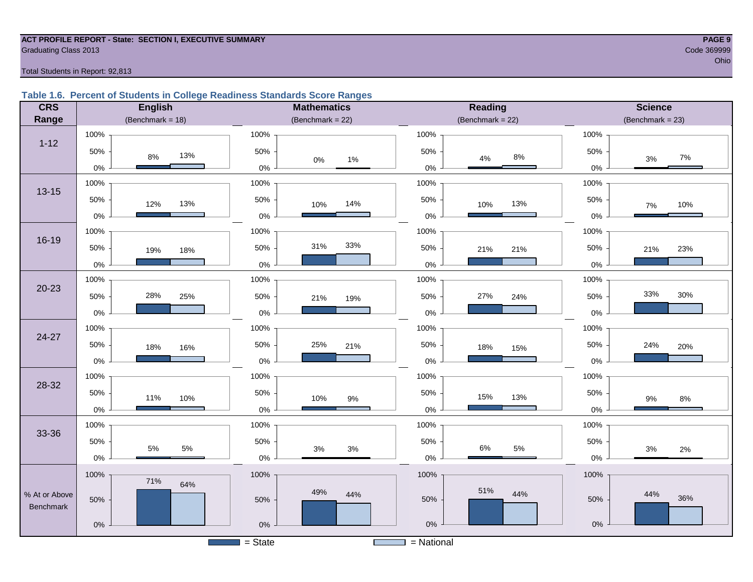**ACT PROFILE REPORT - State: SECTION I, EXECUTIVE SUMMARY**
Graduating Class 2013

Code 369999
Ohio

Total Students in Report: 92,813

### Table 1.6. Percent of Students in College Readiness Standards Score Ranges

| CRS Range | English (Benchmark = 18) State | English National | Mathematics (Benchmark = 22) State | Mathematics National | Reading (Benchmark = 22) State | Reading National | Science (Benchmark = 23) State | Science National |
|---|---|---|---|---|---|---|---|---|
| 1-12 | 8% | 13% | 0% | 1% | 4% | 8% | 3% | 7% |
| 13-15 | 12% | 13% | 10% | 14% | 10% | 13% | 7% | 10% |
| 16-19 | 19% | 18% | 31% | 33% | 21% | 21% | 21% | 23% |
| 20-23 | 28% | 25% | 21% | 19% | 27% | 24% | 33% | 30% |
| 24-27 | 18% | 16% | 25% | 21% | 18% | 15% | 24% | 20% |
| 28-32 | 11% | 10% | 10% | 9% | 15% | 13% | 9% | 8% |
| 33-36 | 5% | 5% | 3% | 3% | 6% | 5% | 3% | 2% |
| % At or Above Benchmark | 71% | 64% | 49% | 44% | 51% | 44% | 44% | 36% |

= State   = National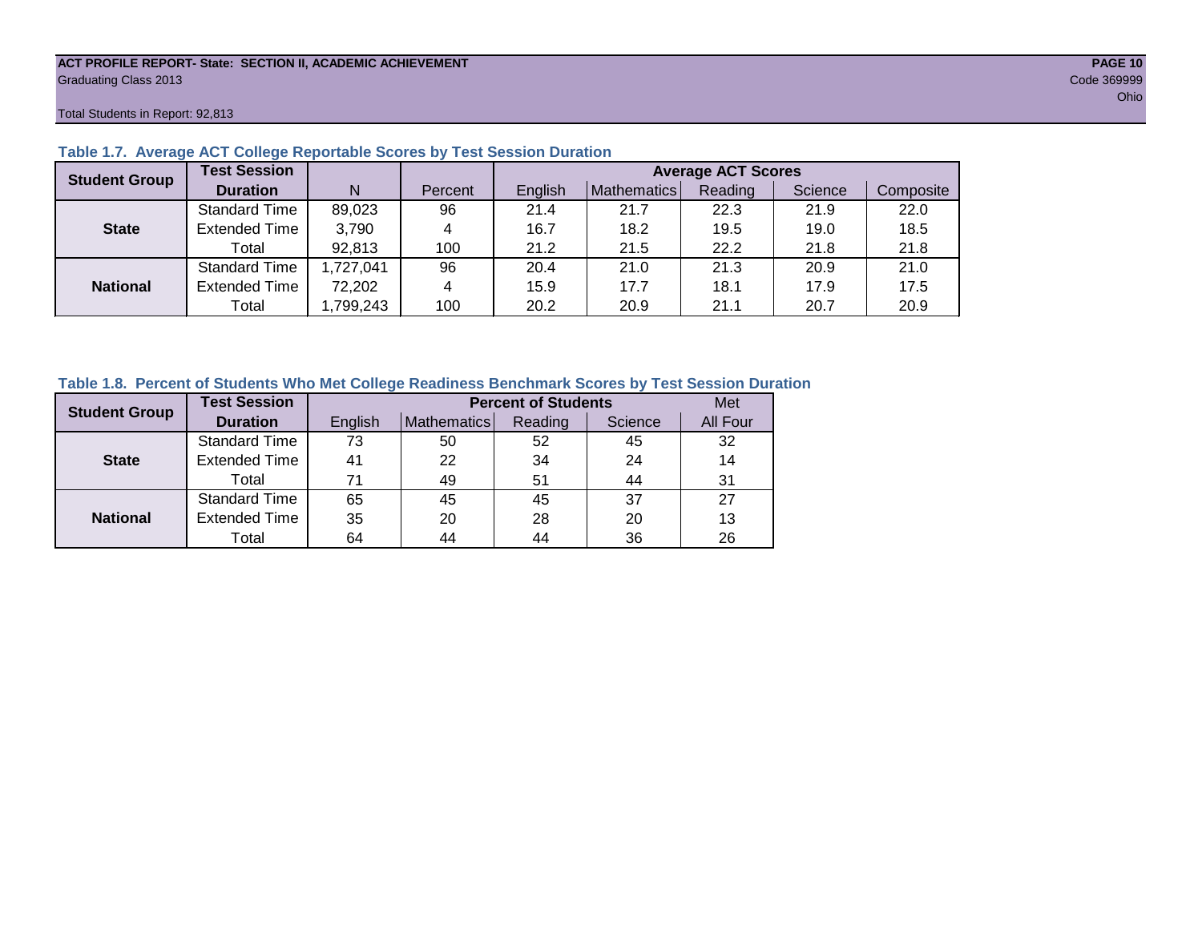**ACT PROFILE REPORT- State: SECTION II, ACADEMIC ACHIEVEMENT**
Graduating Class 2013
Code 369999
Ohio

Total Students in Report: 92,813

### Table 1.7. Average ACT College Reportable Scores by Test Session Duration

| Student Group | Test Session Duration | N | Percent | Average ACT Scores | | | | |
|---|---|---|---|---|---|---|---|---|
| | | | | English | Mathematics | Reading | Science | Composite |
| State | Standard Time | 89,023 | 96 | 21.4 | 21.7 | 22.3 | 21.9 | 22.0 |
| | Extended Time | 3,790 | 4 | 16.7 | 18.2 | 19.5 | 19.0 | 18.5 |
| | Total | 92,813 | 100 | 21.2 | 21.5 | 22.2 | 21.8 | 21.8 |
| National | Standard Time | 1,727,041 | 96 | 20.4 | 21.0 | 21.3 | 20.9 | 21.0 |
| | Extended Time | 72,202 | 4 | 15.9 | 17.7 | 18.1 | 17.9 | 17.5 |
| | Total | 1,799,243 | 100 | 20.2 | 20.9 | 21.1 | 20.7 | 20.9 |

### Table 1.8. Percent of Students Who Met College Readiness Benchmark Scores by Test Session Duration

| Student Group | Test Session Duration | Percent of Students | | | | Met |
|---|---|---|---|---|---|---|
| | | English | Mathematics | Reading | Science | All Four |
| State | Standard Time | 73 | 50 | 52 | 45 | 32 |
| | Extended Time | 41 | 22 | 34 | 24 | 14 |
| | Total | 71 | 49 | 51 | 44 | 31 |
| National | Standard Time | 65 | 45 | 45 | 37 | 27 |
| | Extended Time | 35 | 20 | 28 | 20 | 13 |
| | Total | 64 | 44 | 44 | 36 | 26 |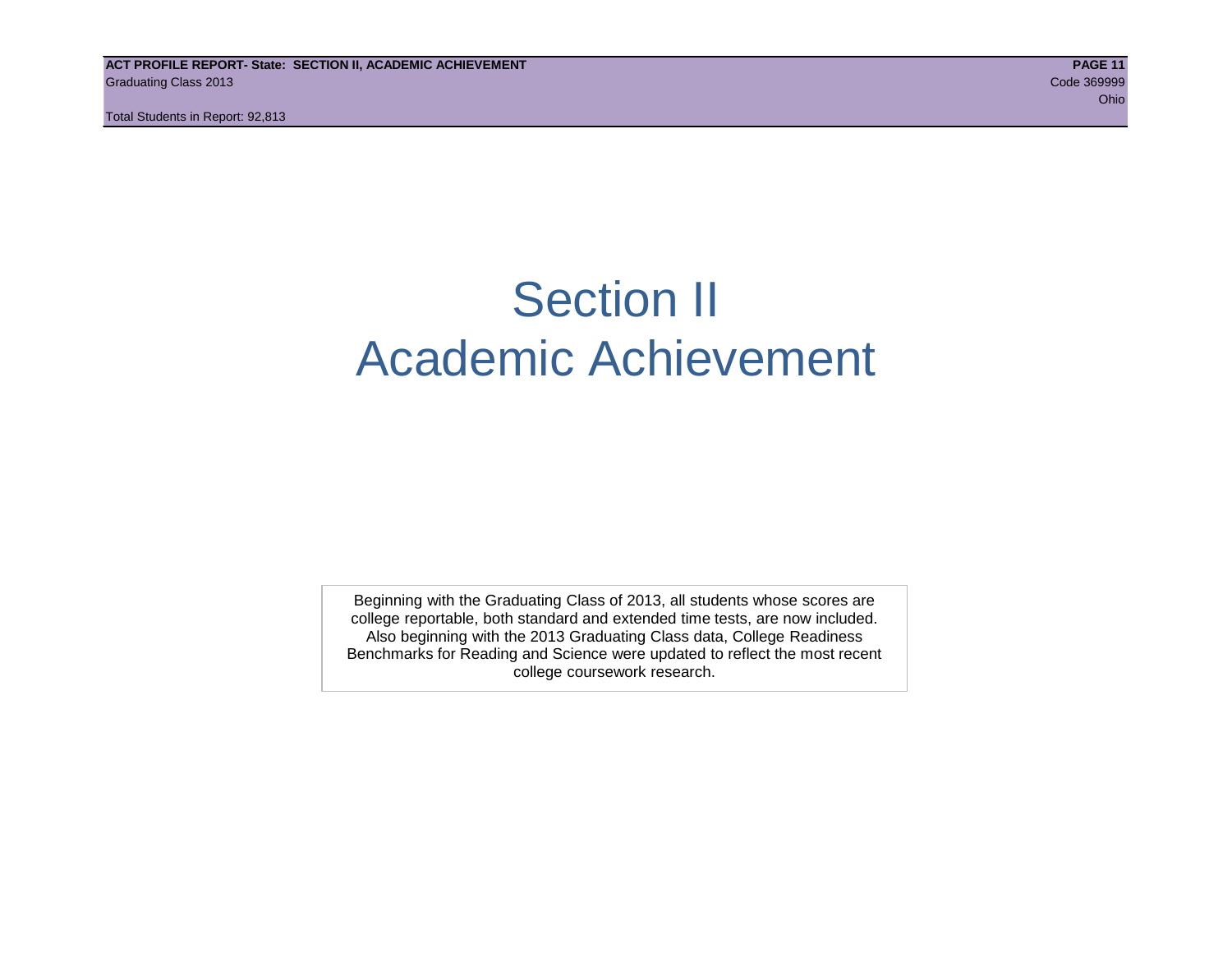# Section II
# Academic Achievement

Beginning with the Graduating Class of 2013, all students whose scores are college reportable, both standard and extended time tests, are now included. Also beginning with the 2013 Graduating Class data, College Readiness Benchmarks for Reading and Science were updated to reflect the most recent college coursework research.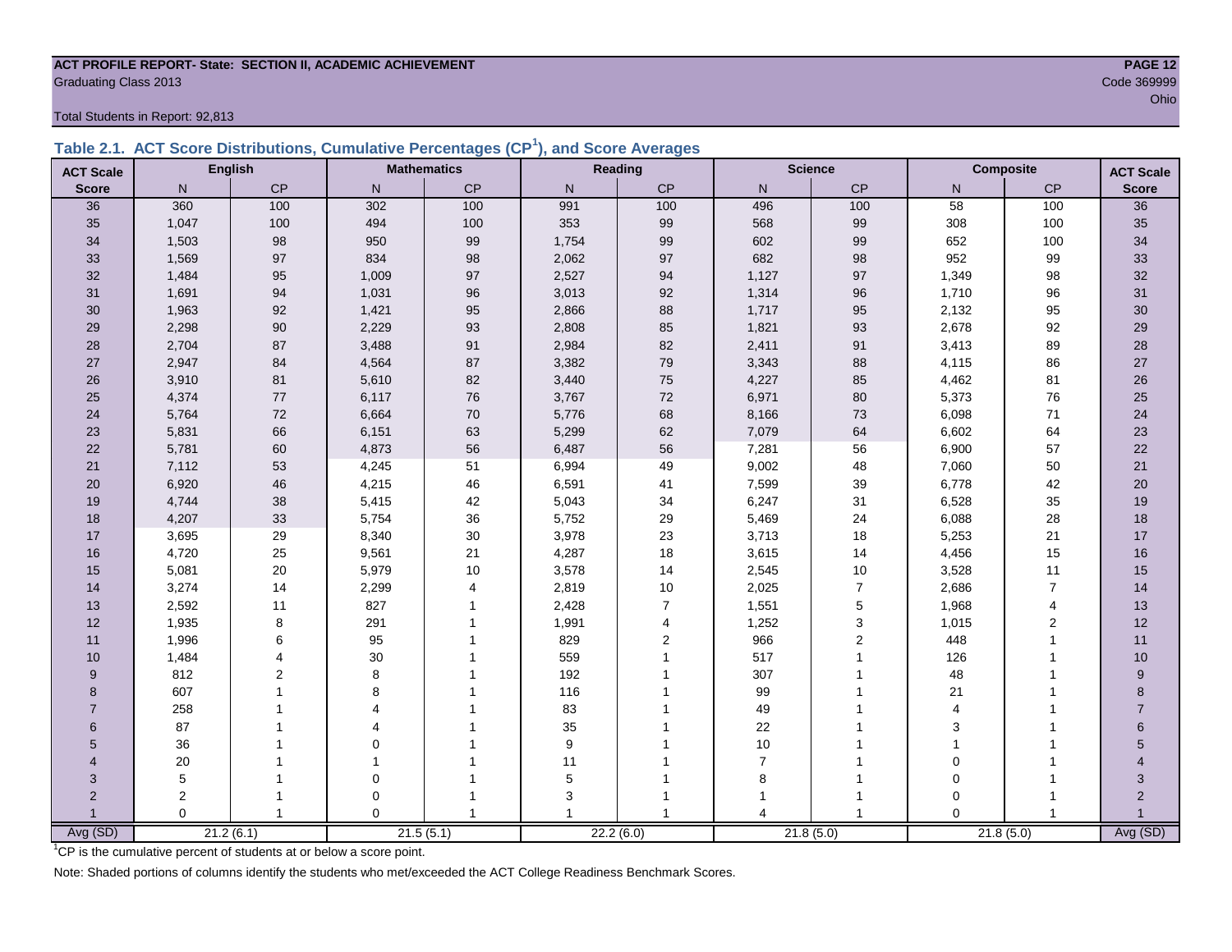**ACT PROFILE REPORT- State: SECTION II, ACADEMIC ACHIEVEMENT**

Graduating Class 2013

Code 369999

Ohio

Total Students in Report: 92,813

## Table 2.1. ACT Score Distributions, Cumulative Percentages (CP[1]), and Score Averages

| ACT Scale | English | | Mathematics | | Reading | | Science | | Composite | | ACT Scale |
|---|---|---|---|---|---|---|---|---|---|---|---|
| Score | N | CP | N | CP | N | CP | N | CP | N | CP | Score |
| 36 | 360 | 100 | 302 | 100 | 991 | 100 | 496 | 100 | 58 | 100 | 36 |
| 35 | 1,047 | 100 | 494 | 100 | 353 | 99 | 568 | 99 | 308 | 100 | 35 |
| 34 | 1,503 | 98 | 950 | 99 | 1,754 | 99 | 602 | 99 | 652 | 100 | 34 |
| 33 | 1,569 | 97 | 834 | 98 | 2,062 | 97 | 682 | 98 | 952 | 99 | 33 |
| 32 | 1,484 | 95 | 1,009 | 97 | 2,527 | 94 | 1,127 | 97 | 1,349 | 98 | 32 |
| 31 | 1,691 | 94 | 1,031 | 96 | 3,013 | 92 | 1,314 | 96 | 1,710 | 96 | 31 |
| 30 | 1,963 | 92 | 1,421 | 95 | 2,866 | 88 | 1,717 | 95 | 2,132 | 95 | 30 |
| 29 | 2,298 | 90 | 2,229 | 93 | 2,808 | 85 | 1,821 | 93 | 2,678 | 92 | 29 |
| 28 | 2,704 | 87 | 3,488 | 91 | 2,984 | 82 | 2,411 | 91 | 3,413 | 89 | 28 |
| 27 | 2,947 | 84 | 4,564 | 87 | 3,382 | 79 | 3,343 | 88 | 4,115 | 86 | 27 |
| 26 | 3,910 | 81 | 5,610 | 82 | 3,440 | 75 | 4,227 | 85 | 4,462 | 81 | 26 |
| 25 | 4,374 | 77 | 6,117 | 76 | 3,767 | 72 | 6,971 | 80 | 5,373 | 76 | 25 |
| 24 | 5,764 | 72 | 6,664 | 70 | 5,776 | 68 | 8,166 | 73 | 6,098 | 71 | 24 |
| 23 | 5,831 | 66 | 6,151 | 63 | 5,299 | 62 | 7,079 | 64 | 6,602 | 64 | 23 |
| 22 | 5,781 | 60 | 4,873 | 56 | 6,487 | 56 | 7,281 | 56 | 6,900 | 57 | 22 |
| 21 | 7,112 | 53 | 4,245 | 51 | 6,994 | 49 | 9,002 | 48 | 7,060 | 50 | 21 |
| 20 | 6,920 | 46 | 4,215 | 46 | 6,591 | 41 | 7,599 | 39 | 6,778 | 42 | 20 |
| 19 | 4,744 | 38 | 5,415 | 42 | 5,043 | 34 | 6,247 | 31 | 6,528 | 35 | 19 |
| 18 | 4,207 | 33 | 5,754 | 36 | 5,752 | 29 | 5,469 | 24 | 6,088 | 28 | 18 |
| 17 | 3,695 | 29 | 8,340 | 30 | 3,978 | 23 | 3,713 | 18 | 5,253 | 21 | 17 |
| 16 | 4,720 | 25 | 9,561 | 21 | 4,287 | 18 | 3,615 | 14 | 4,456 | 15 | 16 |
| 15 | 5,081 | 20 | 5,979 | 10 | 3,578 | 14 | 2,545 | 10 | 3,528 | 11 | 15 |
| 14 | 3,274 | 14 | 2,299 | 4 | 2,819 | 10 | 2,025 | 7 | 2,686 | 7 | 14 |
| 13 | 2,592 | 11 | 827 | 1 | 2,428 | 7 | 1,551 | 5 | 1,968 | 4 | 13 |
| 12 | 1,935 | 8 | 291 | 1 | 1,991 | 4 | 1,252 | 3 | 1,015 | 2 | 12 |
| 11 | 1,996 | 6 | 95 | 1 | 829 | 2 | 966 | 2 | 448 | 1 | 11 |
| 10 | 1,484 | 4 | 30 | 1 | 559 | 1 | 517 | 1 | 126 | 1 | 10 |
| 9 | 812 | 2 | 8 | 1 | 192 | 1 | 307 | 1 | 48 | 1 | 9 |
| 8 | 607 | 1 | 8 | 1 | 116 | 1 | 99 | 1 | 21 | 1 | 8 |
| 7 | 258 | 1 | 4 | 1 | 83 | 1 | 49 | 1 | 4 | 1 | 7 |
| 6 | 87 | 1 | 4 | 1 | 35 | 1 | 22 | 1 | 3 | 1 | 6 |
| 5 | 36 | 1 | 0 | 1 | 9 | 1 | 10 | 1 | 1 | 1 | 5 |
| 4 | 20 | 1 | 1 | 1 | 11 | 1 | 7 | 1 | 0 | 1 | 4 |
| 3 | 5 | 1 | 0 | 1 | 5 | 1 | 8 | 1 | 0 | 1 | 3 |
| 2 | 2 | 1 | 0 | 1 | 3 | 1 | 1 | 1 | 0 | 1 | 2 |
| 1 | 0 | 1 | 0 | 1 | 1 | 1 | 4 | 1 | 0 | 1 | 1 |
| Avg (SD) | 21.2 (6.1) | | 21.5 (5.1) | | 22.2 (6.0) | | 21.8 (5.0) | | 21.8 (5.0) | | Avg (SD) |

[1]CP is the cumulative percent of students at or below a score point.

Note: Shaded portions of columns identify the students who met/exceeded the ACT College Readiness Benchmark Scores.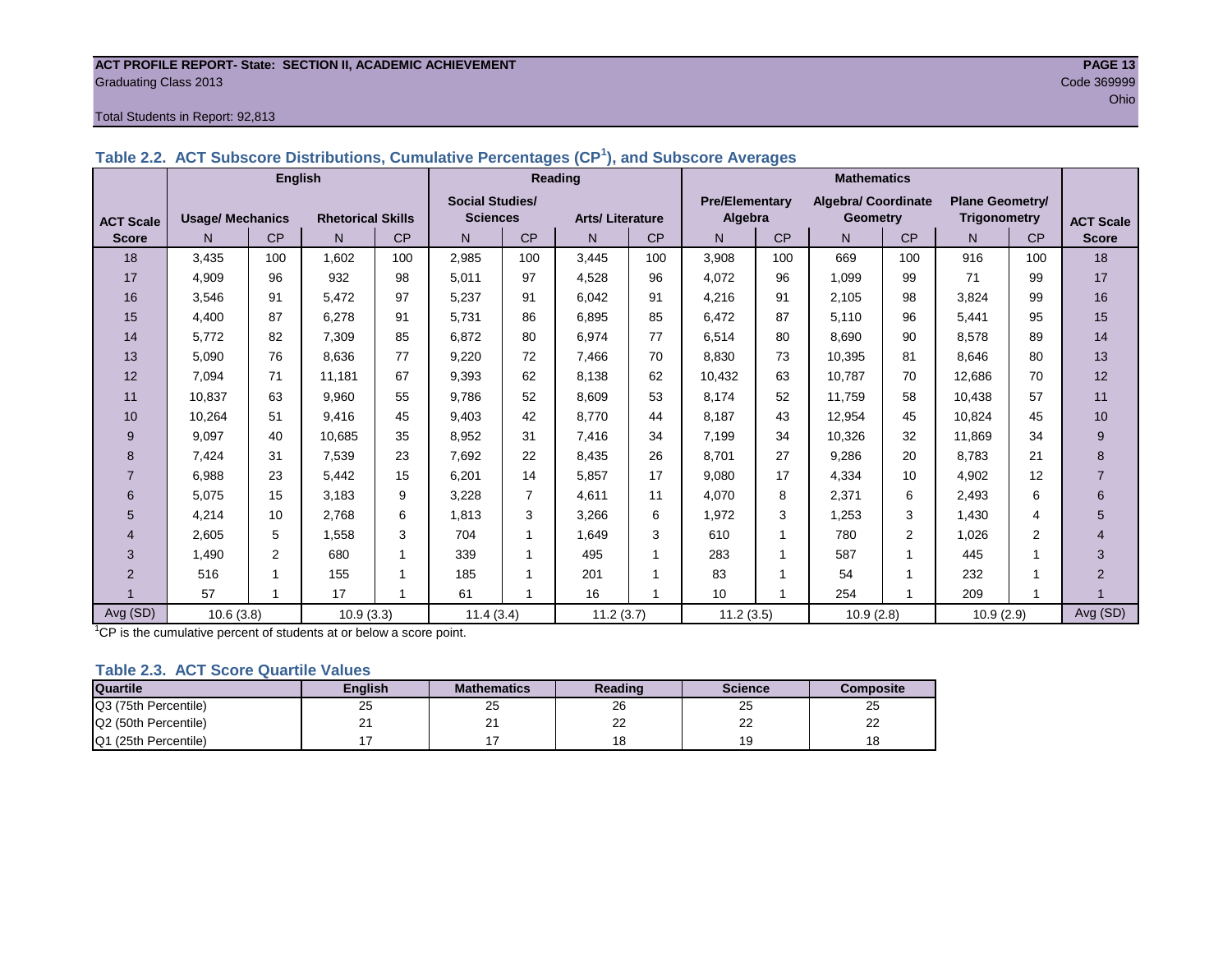ACT PROFILE REPORT- State: SECTION II, ACADEMIC ACHIEVEMENT

Graduating Class 2013

Code 369999

Ohio

Total Students in Report: 92,813

## Table 2.2. ACT Subscore Distributions, Cumulative Percentages (CP[1]), and Subscore Averages

| ACT Scale Score | English | | | | Reading | | | | Mathematics | | | | | | ACT Scale Score |
|---|---|---|---|---|---|---|---|---|---|---|---|---|---|---|---|
| | Usage/ Mechanics | | Rhetorical Skills | | Social Studies/ Sciences | | Arts/ Literature | | Pre/Elementary Algebra | | Algebra/ Coordinate Geometry | | Plane Geometry/ Trigonometry | | |
| | N | CP | N | CP | N | CP | N | CP | N | CP | N | CP | N | CP | |
| 18 | 3,435 | 100 | 1,602 | 100 | 2,985 | 100 | 3,445 | 100 | 3,908 | 100 | 669 | 100 | 916 | 100 | 18 |
| 17 | 4,909 | 96 | 932 | 98 | 5,011 | 97 | 4,528 | 96 | 4,072 | 96 | 1,099 | 99 | 71 | 99 | 17 |
| 16 | 3,546 | 91 | 5,472 | 97 | 5,237 | 91 | 6,042 | 91 | 4,216 | 91 | 2,105 | 98 | 3,824 | 99 | 16 |
| 15 | 4,400 | 87 | 6,278 | 91 | 5,731 | 86 | 6,895 | 85 | 6,472 | 87 | 5,110 | 96 | 5,441 | 95 | 15 |
| 14 | 5,772 | 82 | 7,309 | 85 | 6,872 | 80 | 6,974 | 77 | 6,514 | 80 | 8,690 | 90 | 8,578 | 89 | 14 |
| 13 | 5,090 | 76 | 8,636 | 77 | 9,220 | 72 | 7,466 | 70 | 8,830 | 73 | 10,395 | 81 | 8,646 | 80 | 13 |
| 12 | 7,094 | 71 | 11,181 | 67 | 9,393 | 62 | 8,138 | 62 | 10,432 | 63 | 10,787 | 70 | 12,686 | 70 | 12 |
| 11 | 10,837 | 63 | 9,960 | 55 | 9,786 | 52 | 8,609 | 53 | 8,174 | 52 | 11,759 | 58 | 10,438 | 57 | 11 |
| 10 | 10,264 | 51 | 9,416 | 45 | 9,403 | 42 | 8,770 | 44 | 8,187 | 43 | 12,954 | 45 | 10,824 | 45 | 10 |
| 9 | 9,097 | 40 | 10,685 | 35 | 8,952 | 31 | 7,416 | 34 | 7,199 | 34 | 10,326 | 32 | 11,869 | 34 | 9 |
| 8 | 7,424 | 31 | 7,539 | 23 | 7,692 | 22 | 8,435 | 26 | 8,701 | 27 | 9,286 | 20 | 8,783 | 21 | 8 |
| 7 | 6,988 | 23 | 5,442 | 15 | 6,201 | 14 | 5,857 | 17 | 9,080 | 17 | 4,334 | 10 | 4,902 | 12 | 7 |
| 6 | 5,075 | 15 | 3,183 | 9 | 3,228 | 7 | 4,611 | 11 | 4,070 | 8 | 2,371 | 6 | 2,493 | 6 | 6 |
| 5 | 4,214 | 10 | 2,768 | 6 | 1,813 | 3 | 3,266 | 6 | 1,972 | 3 | 1,253 | 3 | 1,430 | 4 | 5 |
| 4 | 2,605 | 5 | 1,558 | 3 | 704 | 1 | 1,649 | 3 | 610 | 1 | 780 | 2 | 1,026 | 2 | 4 |
| 3 | 1,490 | 2 | 680 | 1 | 339 | 1 | 495 | 1 | 283 | 1 | 587 | 1 | 445 | 1 | 3 |
| 2 | 516 | 1 | 155 | 1 | 185 | 1 | 201 | 1 | 83 | 1 | 54 | 1 | 232 | 1 | 2 |
| 1 | 57 | 1 | 17 | 1 | 61 | 1 | 16 | 1 | 10 | 1 | 254 | 1 | 209 | 1 | 1 |
| Avg (SD) | 10.6 (3.8) | | 10.9 (3.3) | | 11.4 (3.4) | | 11.2 (3.7) | | 11.2 (3.5) | | 10.9 (2.8) | | 10.9 (2.9) | | Avg (SD) |

[1]CP is the cumulative percent of students at or below a score point.

## Table 2.3. ACT Score Quartile Values

| Quartile | English | Mathematics | Reading | Science | Composite |
|---|---|---|---|---|---|
| Q3 (75th Percentile) | 25 | 25 | 26 | 25 | 25 |
| Q2 (50th Percentile) | 21 | 21 | 22 | 22 | 22 |
| Q1 (25th Percentile) | 17 | 17 | 18 | 19 | 18 |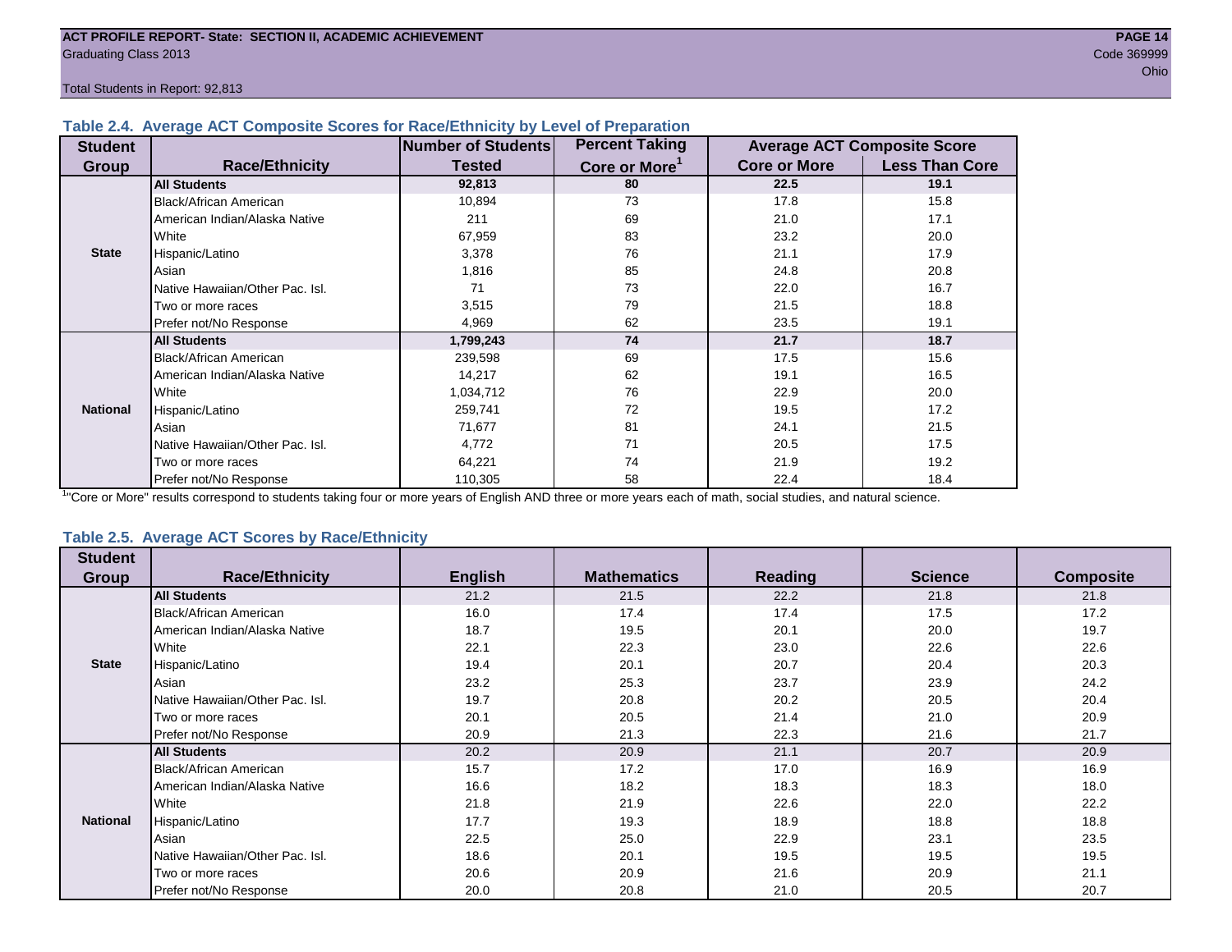ACT PROFILE REPORT- State: SECTION II, ACADEMIC ACHIEVEMENT

Graduating Class 2013

Code 369999

Ohio

Total Students in Report: 92,813

### Table 2.4. Average ACT Composite Scores for Race/Ethnicity by Level of Preparation

| Student Group | Race/Ethnicity | Number of Students Tested | Percent Taking Core or More[1] | Average ACT Composite Score | |
|---|---|---|---|---|---|
| | | | | Core or More | Less Than Core |
| State | **All Students** | **92,813** | **80** | **22.5** | **19.1** |
| | Black/African American | 10,894 | 73 | 17.8 | 15.8 |
| | American Indian/Alaska Native | 211 | 69 | 21.0 | 17.1 |
| | White | 67,959 | 83 | 23.2 | 20.0 |
| | Hispanic/Latino | 3,378 | 76 | 21.1 | 17.9 |
| | Asian | 1,816 | 85 | 24.8 | 20.8 |
| | Native Hawaiian/Other Pac. Isl. | 71 | 73 | 22.0 | 16.7 |
| | Two or more races | 3,515 | 79 | 21.5 | 18.8 |
| | Prefer not/No Response | 4,969 | 62 | 23.5 | 19.1 |
| National | **All Students** | **1,799,243** | **74** | **21.7** | **18.7** |
| | Black/African American | 239,598 | 69 | 17.5 | 15.6 |
| | American Indian/Alaska Native | 14,217 | 62 | 19.1 | 16.5 |
| | White | 1,034,712 | 76 | 22.9 | 20.0 |
| | Hispanic/Latino | 259,741 | 72 | 19.5 | 17.2 |
| | Asian | 71,677 | 81 | 24.1 | 21.5 |
| | Native Hawaiian/Other Pac. Isl. | 4,772 | 71 | 20.5 | 17.5 |
| | Two or more races | 64,221 | 74 | 21.9 | 19.2 |
| | Prefer not/No Response | 110,305 | 58 | 22.4 | 18.4 |

[1]"Core or More" results correspond to students taking four or more years of English AND three or more years each of math, social studies, and natural science.

### Table 2.5. Average ACT Scores by Race/Ethnicity

| Student Group | Race/Ethnicity | English | Mathematics | Reading | Science | Composite |
|---|---|---|---|---|---|---|
| State | **All Students** | 21.2 | 21.5 | 22.2 | 21.8 | 21.8 |
| | Black/African American | 16.0 | 17.4 | 17.4 | 17.5 | 17.2 |
| | American Indian/Alaska Native | 18.7 | 19.5 | 20.1 | 20.0 | 19.7 |
| | White | 22.1 | 22.3 | 23.0 | 22.6 | 22.6 |
| | Hispanic/Latino | 19.4 | 20.1 | 20.7 | 20.4 | 20.3 |
| | Asian | 23.2 | 25.3 | 23.7 | 23.9 | 24.2 |
| | Native Hawaiian/Other Pac. Isl. | 19.7 | 20.8 | 20.2 | 20.5 | 20.4 |
| | Two or more races | 20.1 | 20.5 | 21.4 | 21.0 | 20.9 |
| | Prefer not/No Response | 20.9 | 21.3 | 22.3 | 21.6 | 21.7 |
| National | **All Students** | 20.2 | 20.9 | 21.1 | 20.7 | 20.9 |
| | Black/African American | 15.7 | 17.2 | 17.0 | 16.9 | 16.9 |
| | American Indian/Alaska Native | 16.6 | 18.2 | 18.3 | 18.3 | 18.0 |
| | White | 21.8 | 21.9 | 22.6 | 22.0 | 22.2 |
| | Hispanic/Latino | 17.7 | 19.3 | 18.9 | 18.8 | 18.8 |
| | Asian | 22.5 | 25.0 | 22.9 | 23.1 | 23.5 |
| | Native Hawaiian/Other Pac. Isl. | 18.6 | 20.1 | 19.5 | 19.5 | 19.5 |
| | Two or more races | 20.6 | 20.9 | 21.6 | 20.9 | 21.1 |
| | Prefer not/No Response | 20.0 | 20.8 | 21.0 | 20.5 | 20.7 |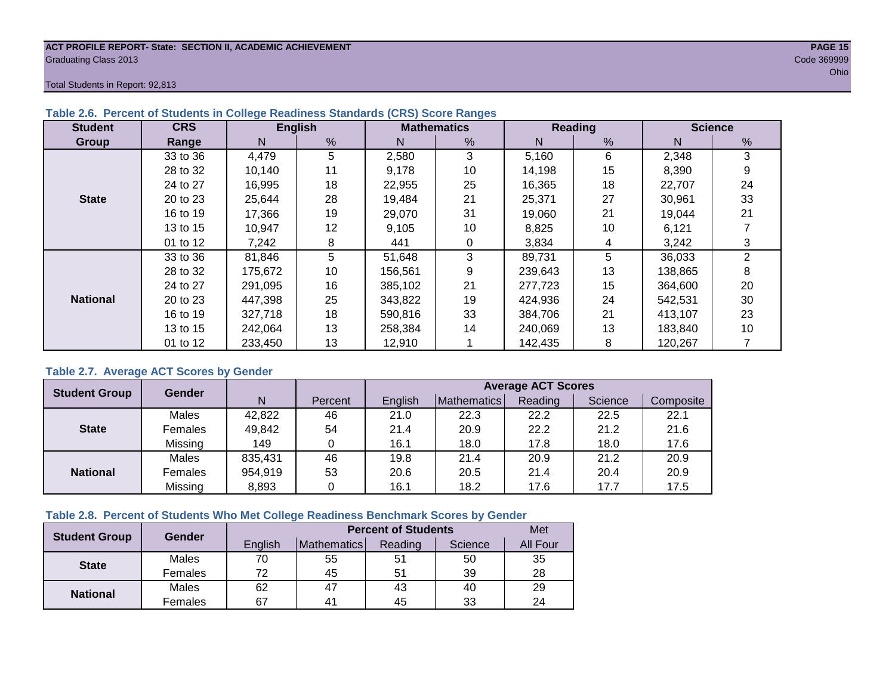ACT PROFILE REPORT- State: SECTION II, ACADEMIC ACHIEVEMENT
Graduating Class 2013
Code 369999
Ohio

Total Students in Report: 92,813

### Table 2.6. Percent of Students in College Readiness Standards (CRS) Score Ranges

| Student Group | CRS Range | English | | Mathematics | | Reading | | Science | |
|---|---|---|---|---|---|---|---|---|---|
| | | N | % | N | % | N | % | N | % |
| State | 33 to 36 | 4,479 | 5 | 2,580 | 3 | 5,160 | 6 | 2,348 | 3 |
| | 28 to 32 | 10,140 | 11 | 9,178 | 10 | 14,198 | 15 | 8,390 | 9 |
| | 24 to 27 | 16,995 | 18 | 22,955 | 25 | 16,365 | 18 | 22,707 | 24 |
| | 20 to 23 | 25,644 | 28 | 19,484 | 21 | 25,371 | 27 | 30,961 | 33 |
| | 16 to 19 | 17,366 | 19 | 29,070 | 31 | 19,060 | 21 | 19,044 | 21 |
| | 13 to 15 | 10,947 | 12 | 9,105 | 10 | 8,825 | 10 | 6,121 | 7 |
| | 01 to 12 | 7,242 | 8 | 441 | 0 | 3,834 | 4 | 3,242 | 3 |
| National | 33 to 36 | 81,846 | 5 | 51,648 | 3 | 89,731 | 5 | 36,033 | 2 |
| | 28 to 32 | 175,672 | 10 | 156,561 | 9 | 239,643 | 13 | 138,865 | 8 |
| | 24 to 27 | 291,095 | 16 | 385,102 | 21 | 277,723 | 15 | 364,600 | 20 |
| | 20 to 23 | 447,398 | 25 | 343,822 | 19 | 424,936 | 24 | 542,531 | 30 |
| | 16 to 19 | 327,718 | 18 | 590,816 | 33 | 384,706 | 21 | 413,107 | 23 |
| | 13 to 15 | 242,064 | 13 | 258,384 | 14 | 240,069 | 13 | 183,840 | 10 |
| | 01 to 12 | 233,450 | 13 | 12,910 | 1 | 142,435 | 8 | 120,267 | 7 |

### Table 2.7. Average ACT Scores by Gender

| Student Group | Gender | N | Percent | Average ACT Scores | | | | |
|---|---|---|---|---|---|---|---|---|
| | | | | English | Mathematics | Reading | Science | Composite |
| State | Males | 42,822 | 46 | 21.0 | 22.3 | 22.2 | 22.5 | 22.1 |
| | Females | 49,842 | 54 | 21.4 | 20.9 | 22.2 | 21.2 | 21.6 |
| | Missing | 149 | 0 | 16.1 | 18.0 | 17.8 | 18.0 | 17.6 |
| National | Males | 835,431 | 46 | 19.8 | 21.4 | 20.9 | 21.2 | 20.9 |
| | Females | 954,919 | 53 | 20.6 | 20.5 | 21.4 | 20.4 | 20.9 |
| | Missing | 8,893 | 0 | 16.1 | 18.2 | 17.6 | 17.7 | 17.5 |

### Table 2.8. Percent of Students Who Met College Readiness Benchmark Scores by Gender

| Student Group | Gender | Percent of Students | | | | Met |
|---|---|---|---|---|---|---|
| | | English | Mathematics | Reading | Science | All Four |
| State | Males | 70 | 55 | 51 | 50 | 35 |
| | Females | 72 | 45 | 51 | 39 | 28 |
| National | Males | 62 | 47 | 43 | 40 | 29 |
| | Females | 67 | 41 | 45 | 33 | 24 |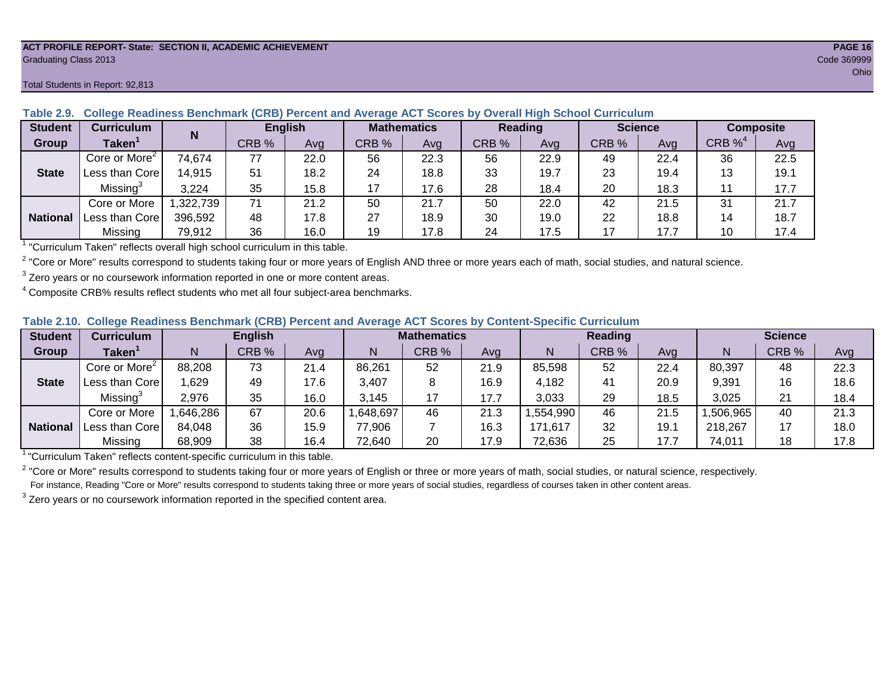**ACT PROFILE REPORT- State: SECTION II, ACADEMIC ACHIEVEMENT**
Graduating Class 2013

Code 369999
Ohio

Total Students in Report: 92,813

**Table 2.9. College Readiness Benchmark (CRB) Percent and Average ACT Scores by Overall High School Curriculum**

| Student Group | Curriculum Taken[1] | N | English | | Mathematics | | Reading | | Science | | Composite | |
|---|---|---|---|---|---|---|---|---|---|---|---|---|
| | | | CRB % | Avg | CRB % | Avg | CRB % | Avg | CRB % | Avg | CRB %[4] | Avg |
| State | Core or More[2] | 74,674 | 77 | 22.0 | 56 | 22.3 | 56 | 22.9 | 49 | 22.4 | 36 | 22.5 |
| | Less than Core | 14,915 | 51 | 18.2 | 24 | 18.8 | 33 | 19.7 | 23 | 19.4 | 13 | 19.1 |
| | Missing[3] | 3,224 | 35 | 15.8 | 17 | 17.6 | 28 | 18.4 | 20 | 18.3 | 11 | 17.7 |
| National | Core or More | 1,322,739 | 71 | 21.2 | 50 | 21.7 | 50 | 22.0 | 42 | 21.5 | 31 | 21.7 |
| | Less than Core | 396,592 | 48 | 17.8 | 27 | 18.9 | 30 | 19.0 | 22 | 18.8 | 14 | 18.7 |
| | Missing | 79,912 | 36 | 16.0 | 19 | 17.8 | 24 | 17.5 | 17 | 17.7 | 10 | 17.4 |

[1] "Curriculum Taken" reflects overall high school curriculum in this table.

[2] "Core or More" results correspond to students taking four or more years of English AND three or more years each of math, social studies, and natural science.

[3] Zero years or no coursework information reported in one or more content areas.

[4] Composite CRB% results reflect students who met all four subject-area benchmarks.

**Table 2.10. College Readiness Benchmark (CRB) Percent and Average ACT Scores by Content-Specific Curriculum**

| Student Group | Curriculum Taken[1] | English | | | Mathematics | | | Reading | | | Science | | |
|---|---|---|---|---|---|---|---|---|---|---|---|---|---|
| | | N | CRB % | Avg | N | CRB % | Avg | N | CRB % | Avg | N | CRB % | Avg |
| State | Core or More[2] | 88,208 | 73 | 21.4 | 86,261 | 52 | 21.9 | 85,598 | 52 | 22.4 | 80,397 | 48 | 22.3 |
| | Less than Core | 1,629 | 49 | 17.6 | 3,407 | 8 | 16.9 | 4,182 | 41 | 20.9 | 9,391 | 16 | 18.6 |
| | Missing[3] | 2,976 | 35 | 16.0 | 3,145 | 17 | 17.7 | 3,033 | 29 | 18.5 | 3,025 | 21 | 18.4 |
| National | Core or More | 1,646,286 | 67 | 20.6 | 1,648,697 | 46 | 21.3 | 1,554,990 | 46 | 21.5 | 1,506,965 | 40 | 21.3 |
| | Less than Core | 84,048 | 36 | 15.9 | 77,906 | 7 | 16.3 | 171,617 | 32 | 19.1 | 218,267 | 17 | 18.0 |
| | Missing | 68,909 | 38 | 16.4 | 72,640 | 20 | 17.9 | 72,636 | 25 | 17.7 | 74,011 | 18 | 17.8 |

[1] "Curriculum Taken" reflects content-specific curriculum in this table.

[2] "Core or More" results correspond to students taking four or more years of English or three or more years of math, social studies, or natural science, respectively.
For instance, Reading "Core or More" results correspond to students taking three or more years of social studies, regardless of courses taken in other content areas.

[3] Zero years or no coursework information reported in the specified content area.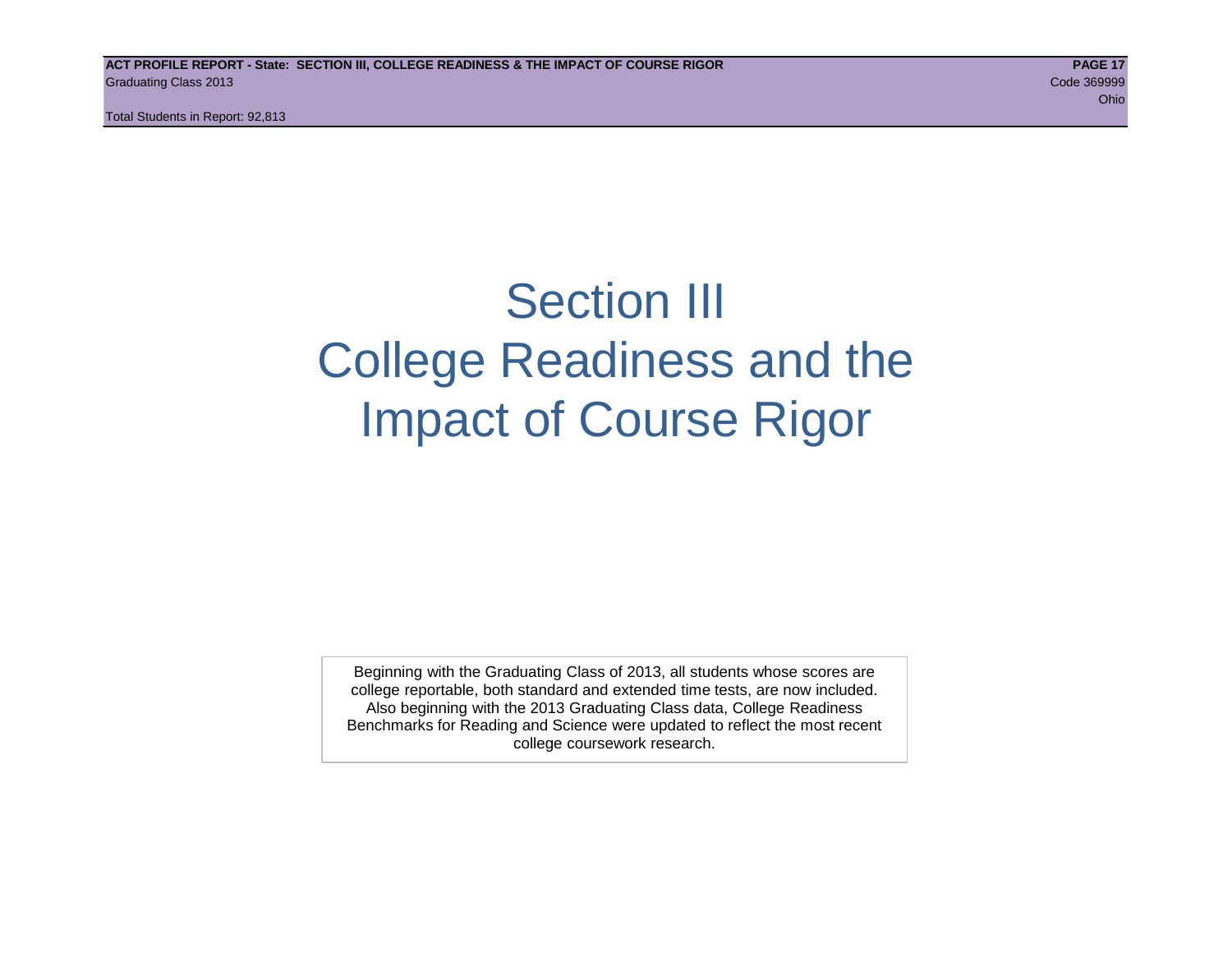# Section III College Readiness and the Impact of Course Rigor

Beginning with the Graduating Class of 2013, all students whose scores are college reportable, both standard and extended time tests, are now included. Also beginning with the 2013 Graduating Class data, College Readiness Benchmarks for Reading and Science were updated to reflect the most recent college coursework research.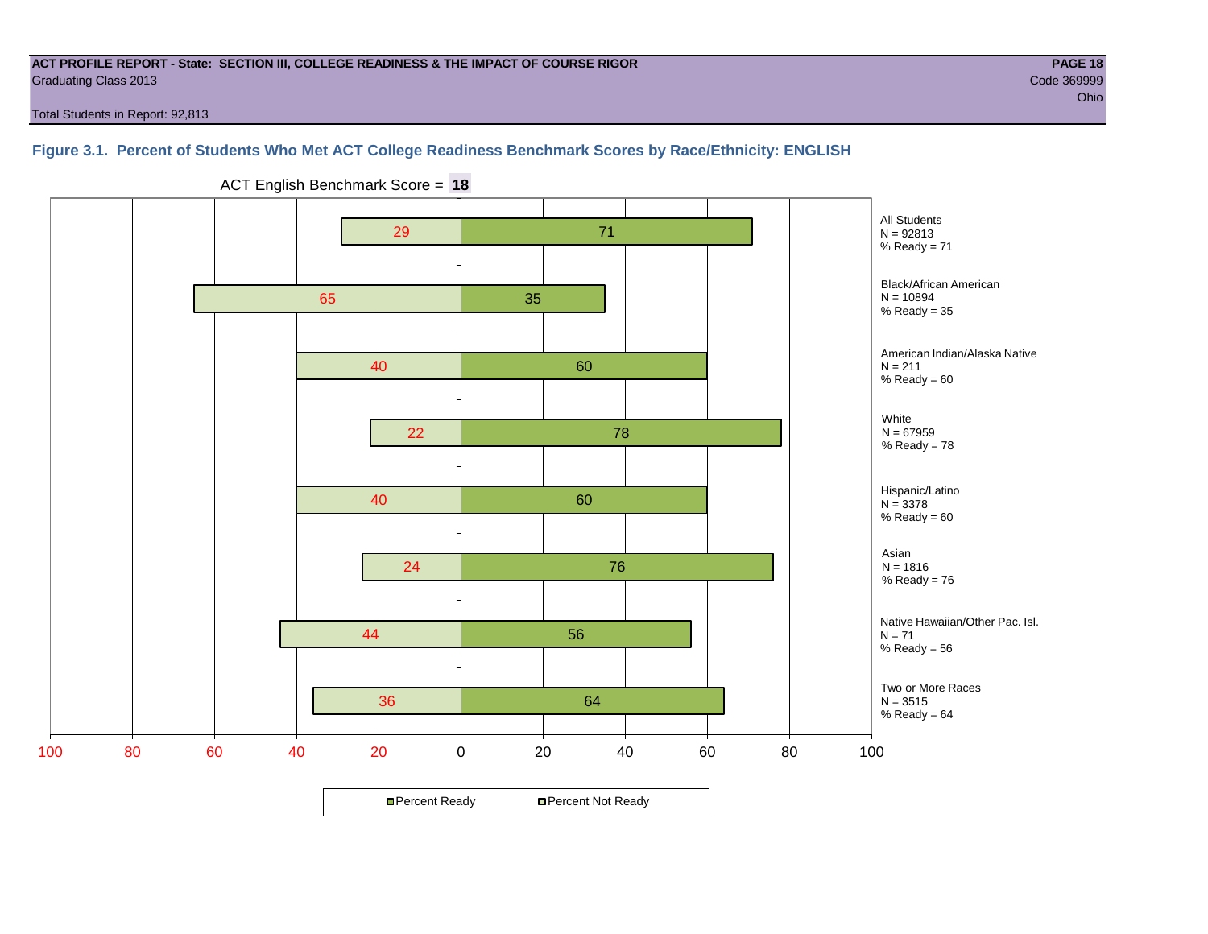**ACT PROFILE REPORT - State: SECTION III, COLLEGE READINESS & THE IMPACT OF COURSE RIGOR**

Graduating Class 2013

Code 369999

Ohio

Total Students in Report: 92,813

### Figure 3.1. Percent of Students Who Met ACT College Readiness Benchmark Scores by Race/Ethnicity: ENGLISH

ACT English Benchmark Score = **18**

| Group | N | Percent Not Ready | Percent Ready |
|---|---|---|---|
| All Students | 92813 | 29 | 71 |
| Black/African American | 10894 | 65 | 35 |
| American Indian/Alaska Native | 211 | 40 | 60 |
| White | 67959 | 22 | 78 |
| Hispanic/Latino | 3378 | 40 | 60 |
| Asian | 1816 | 24 | 76 |
| Native Hawaiian/Other Pac. Isl. | 71 | 44 | 56 |
| Two or More Races | 3515 | 36 | 64 |

Percent Ready | Percent Not Ready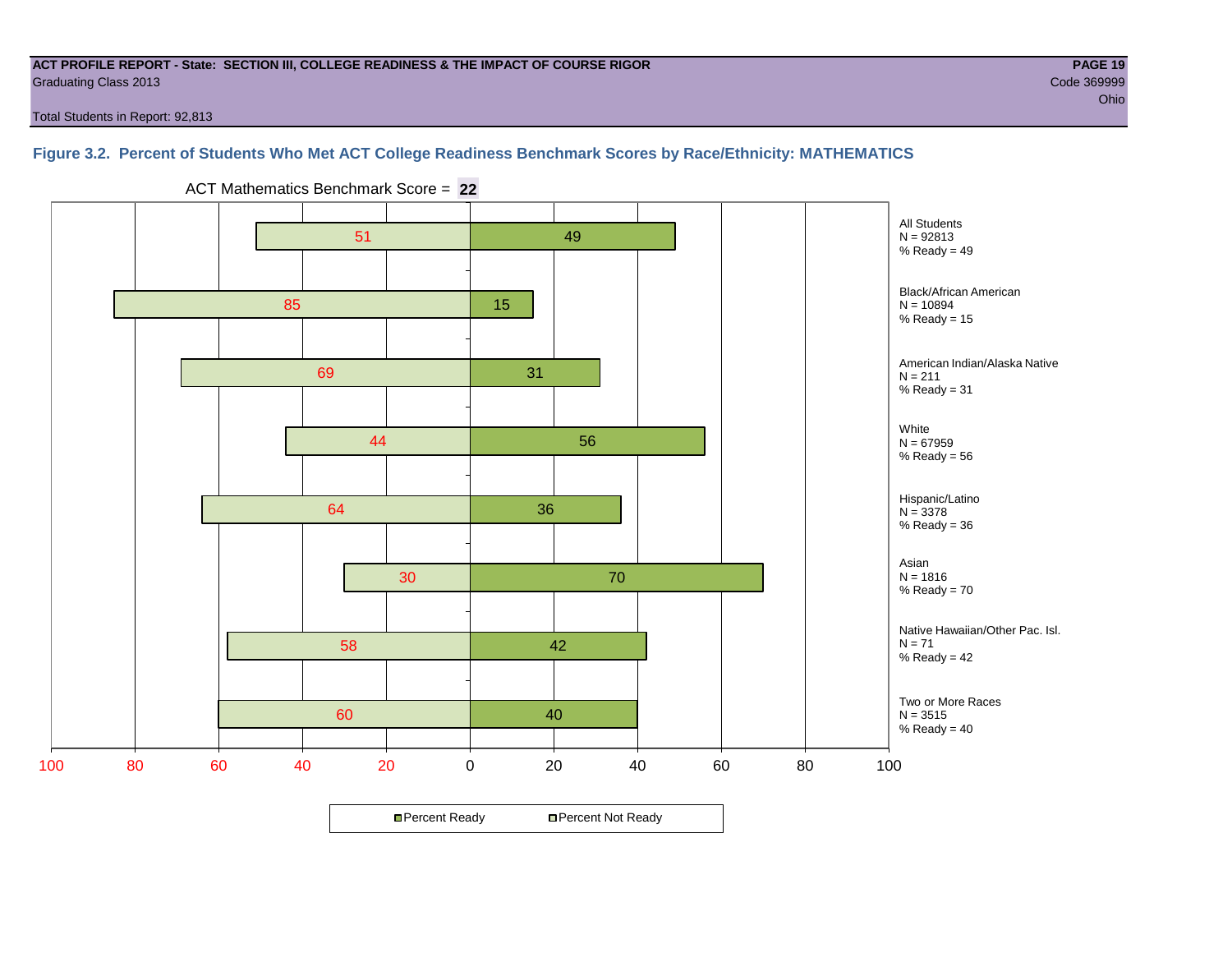ACT PROFILE REPORT - State: SECTION III, COLLEGE READINESS & THE IMPACT OF COURSE RIGOR

Graduating Class 2013

Code 369999

Ohio

Total Students in Report: 92,813

### Figure 3.2. Percent of Students Who Met ACT College Readiness Benchmark Scores by Race/Ethnicity: MATHEMATICS

ACT Mathematics Benchmark Score = **22**

| Group | N | Percent Not Ready | Percent Ready |
| --- | --- | --- | --- |
| All Students | 92813 | 51 | 49 |
| Black/African American | 10894 | 85 | 15 |
| American Indian/Alaska Native | 211 | 69 | 31 |
| White | 67959 | 44 | 56 |
| Hispanic/Latino | 3378 | 64 | 36 |
| Asian | 1816 | 30 | 70 |
| Native Hawaiian/Other Pac. Isl. | 71 | 58 | 42 |
| Two or More Races | 3515 | 60 | 40 |

Percent Ready / Percent Not Ready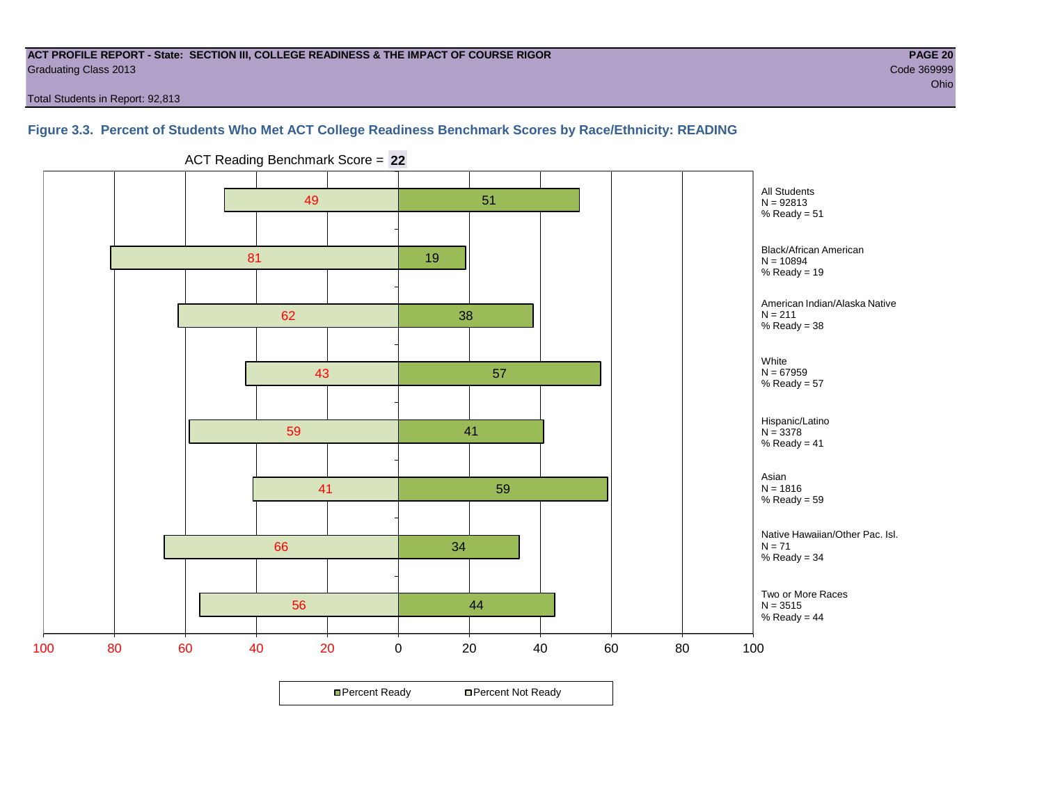ACT PROFILE REPORT - State: SECTION III, COLLEGE READINESS & THE IMPACT OF COURSE RIGOR

Graduating Class 2013

Code 369999

Ohio

Total Students in Report: 92,813

### Figure 3.3. Percent of Students Who Met ACT College Readiness Benchmark Scores by Race/Ethnicity: READING

ACT Reading Benchmark Score = **22**

| Group | N | Percent Not Ready | Percent Ready |
|---|---|---|---|
| All Students | 92813 | 49 | 51 |
| Black/African American | 10894 | 81 | 19 |
| American Indian/Alaska Native | 211 | 62 | 38 |
| White | 67959 | 43 | 57 |
| Hispanic/Latino | 3378 | 59 | 41 |
| Asian | 1816 | 41 | 59 |
| Native Hawaiian/Other Pac. Isl. | 71 | 66 | 34 |
| Two or More Races | 3515 | 56 | 44 |

Percent Ready | Percent Not Ready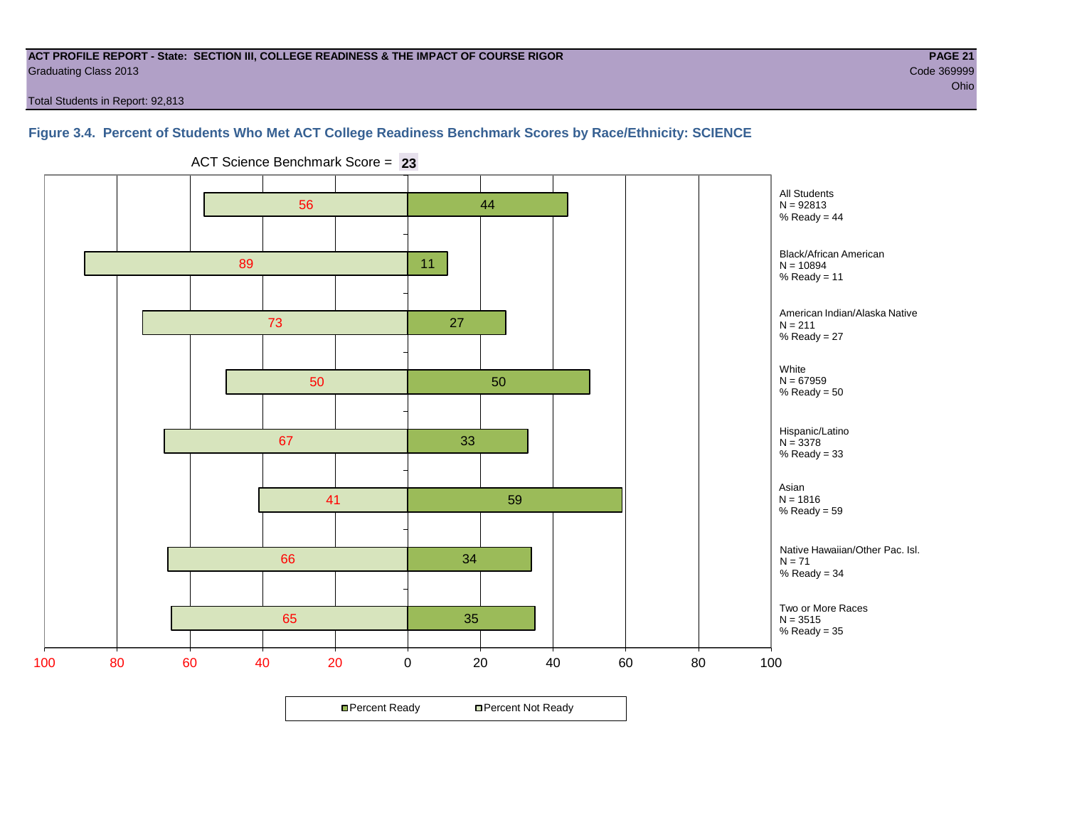**ACT PROFILE REPORT - State: SECTION III, COLLEGE READINESS & THE IMPACT OF COURSE RIGOR**
Graduating Class 2013

Code 369999
Ohio

Total Students in Report: 92,813

### Figure 3.4. Percent of Students Who Met ACT College Readiness Benchmark Scores by Race/Ethnicity: SCIENCE

ACT Science Benchmark Score = **23**

| Group | N | Percent Not Ready | Percent Ready |
|---|---|---|---|
| All Students | 92813 | 56 | 44 |
| Black/African American | 10894 | 89 | 11 |
| American Indian/Alaska Native | 211 | 73 | 27 |
| White | 67959 | 50 | 50 |
| Hispanic/Latino | 3378 | 67 | 33 |
| Asian | 1816 | 41 | 59 |
| Native Hawaiian/Other Pac. Isl. | 71 | 66 | 34 |
| Two or More Races | 3515 | 65 | 35 |

Percent Ready / Percent Not Ready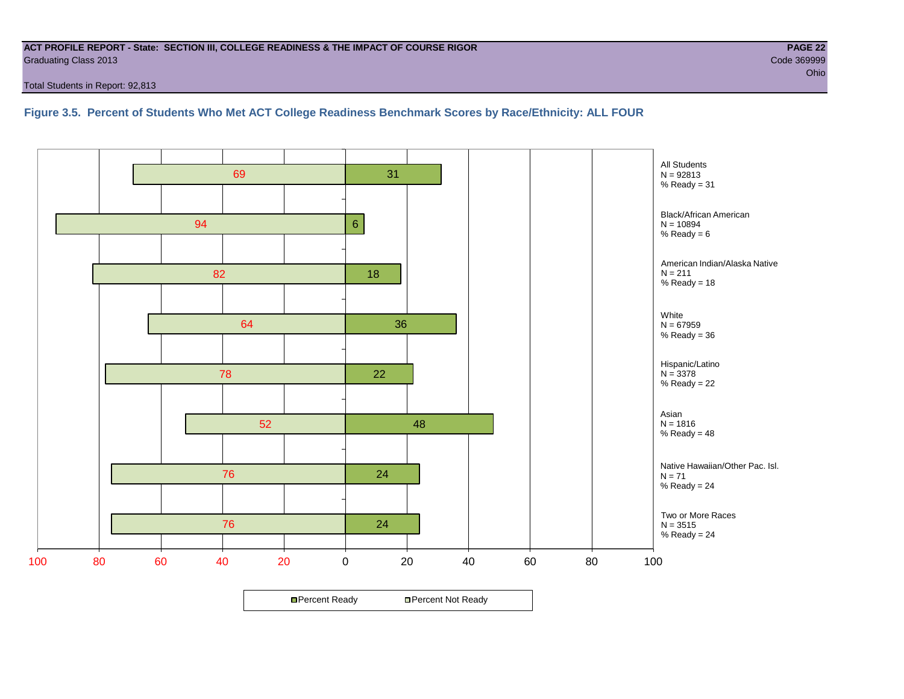**ACT PROFILE REPORT - State: SECTION III, COLLEGE READINESS & THE IMPACT OF COURSE RIGOR**
Graduating Class 2013

**PAGE 22**
Code 369999
Ohio

Total Students in Report: 92,813

### Figure 3.5. Percent of Students Who Met ACT College Readiness Benchmark Scores by Race/Ethnicity: ALL FOUR

| Group | N | Percent Not Ready | Percent Ready |
|---|---|---|---|
| All Students | 92813 | 69 | 31 |
| Black/African American | 10894 | 94 | 6 |
| American Indian/Alaska Native | 211 | 82 | 18 |
| White | 67959 | 64 | 36 |
| Hispanic/Latino | 3378 | 78 | 22 |
| Asian | 1816 | 52 | 48 |
| Native Hawaiian/Other Pac. Isl. | 71 | 76 | 24 |
| Two or More Races | 3515 | 76 | 24 |

All Students
N = 92813
% Ready = 31

Black/African American
N = 10894
% Ready = 6

American Indian/Alaska Native
N = 211
% Ready = 18

White
N = 67959
% Ready = 36

Hispanic/Latino
N = 3378
% Ready = 22

Asian
N = 1816
% Ready = 48

Native Hawaiian/Other Pac. Isl.
N = 71
% Ready = 24

Two or More Races
N = 3515
% Ready = 24

Percent Ready | Percent Not Ready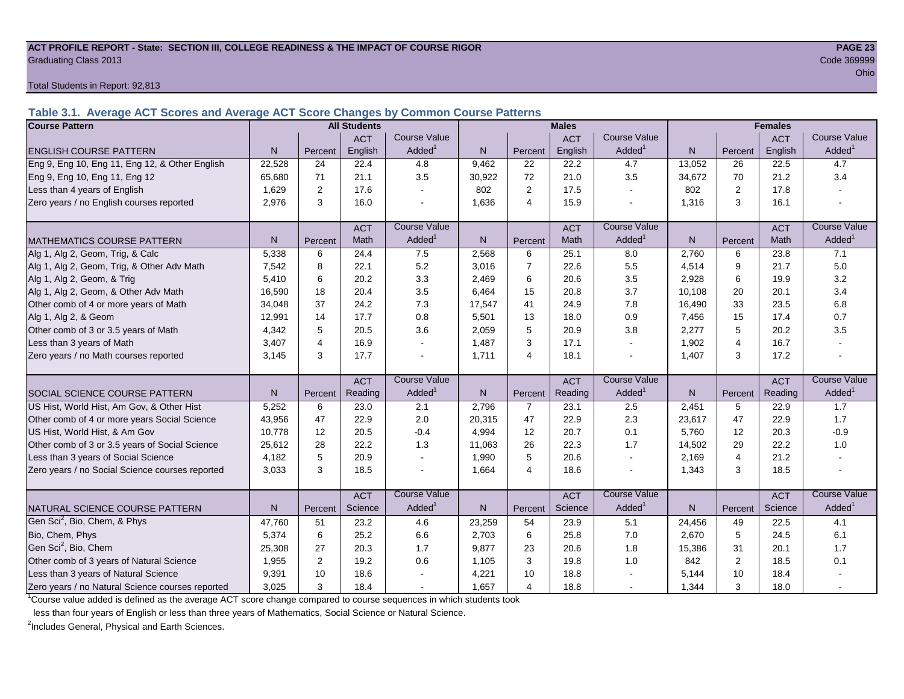**ACT PROFILE REPORT - State: SECTION III, COLLEGE READINESS & THE IMPACT OF COURSE RIGOR**

Graduating Class 2013

Code 369999

Ohio

Total Students in Report: 92,813

### Table 3.1. Average ACT Scores and Average ACT Score Changes by Common Course Patterns

| Course Pattern | All Students | | | | Males | | | | Females | | | |
|---|---|---|---|---|---|---|---|---|---|---|---|---|
| ENGLISH COURSE PATTERN | N | Percent | ACT English | Course Value Added[1] | N | Percent | ACT English | Course Value Added[1] | N | Percent | ACT English | Course Value Added[1] |
| Eng 9, Eng 10, Eng 11, Eng 12, & Other English | 22,528 | 24 | 22.4 | 4.8 | 9,462 | 22 | 22.2 | 4.7 | 13,052 | 26 | 22.5 | 4.7 |
| Eng 9, Eng 10, Eng 11, Eng 12 | 65,680 | 71 | 21.1 | 3.5 | 30,922 | 72 | 21.0 | 3.5 | 34,672 | 70 | 21.2 | 3.4 |
| Less than 4 years of English | 1,629 | 2 | 17.6 | - | 802 | 2 | 17.5 | - | 802 | 2 | 17.8 | - |
| Zero years / no English courses reported | 2,976 | 3 | 16.0 | - | 1,636 | 4 | 15.9 | - | 1,316 | 3 | 16.1 | - |
| MATHEMATICS COURSE PATTERN | N | Percent | ACT Math | Course Value Added[1] | N | Percent | ACT Math | Course Value Added[1] | N | Percent | ACT Math | Course Value Added[1] |
| Alg 1, Alg 2, Geom, Trig, & Calc | 5,338 | 6 | 24.4 | 7.5 | 2,568 | 6 | 25.1 | 8.0 | 2,760 | 6 | 23.8 | 7.1 |
| Alg 1, Alg 2, Geom, Trig, & Other Adv Math | 7,542 | 8 | 22.1 | 5.2 | 3,016 | 7 | 22.6 | 5.5 | 4,514 | 9 | 21.7 | 5.0 |
| Alg 1, Alg 2, Geom, & Trig | 5,410 | 6 | 20.2 | 3.3 | 2,469 | 6 | 20.6 | 3.5 | 2,928 | 6 | 19.9 | 3.2 |
| Alg 1, Alg 2, Geom, & Other Adv Math | 16,590 | 18 | 20.4 | 3.5 | 6,464 | 15 | 20.8 | 3.7 | 10,108 | 20 | 20.1 | 3.4 |
| Other comb of 4 or more years of Math | 34,048 | 37 | 24.2 | 7.3 | 17,547 | 41 | 24.9 | 7.8 | 16,490 | 33 | 23.5 | 6.8 |
| Alg 1, Alg 2, & Geom | 12,991 | 14 | 17.7 | 0.8 | 5,501 | 13 | 18.0 | 0.9 | 7,456 | 15 | 17.4 | 0.7 |
| Other comb of 3 or 3.5 years of Math | 4,342 | 5 | 20.5 | 3.6 | 2,059 | 5 | 20.9 | 3.8 | 2,277 | 5 | 20.2 | 3.5 |
| Less than 3 years of Math | 3,407 | 4 | 16.9 | - | 1,487 | 3 | 17.1 | - | 1,902 | 4 | 16.7 | - |
| Zero years / no Math courses reported | 3,145 | 3 | 17.7 | - | 1,711 | 4 | 18.1 | - | 1,407 | 3 | 17.2 | - |
| SOCIAL SCIENCE COURSE PATTERN | N | Percent | ACT Reading | Course Value Added[1] | N | Percent | ACT Reading | Course Value Added[1] | N | Percent | ACT Reading | Course Value Added[1] |
| US Hist, World Hist, Am Gov, & Other Hist | 5,252 | 6 | 23.0 | 2.1 | 2,796 | 7 | 23.1 | 2.5 | 2,451 | 5 | 22.9 | 1.7 |
| Other comb of 4 or more years Social Science | 43,956 | 47 | 22.9 | 2.0 | 20,315 | 47 | 22.9 | 2.3 | 23,617 | 47 | 22.9 | 1.7 |
| US Hist, World Hist, & Am Gov | 10,778 | 12 | 20.5 | -0.4 | 4,994 | 12 | 20.7 | 0.1 | 5,760 | 12 | 20.3 | -0.9 |
| Other comb of 3 or 3.5 years of Social Science | 25,612 | 28 | 22.2 | 1.3 | 11,063 | 26 | 22.3 | 1.7 | 14,502 | 29 | 22.2 | 1.0 |
| Less than 3 years of Social Science | 4,182 | 5 | 20.9 | - | 1,990 | 5 | 20.6 | - | 2,169 | 4 | 21.2 | - |
| Zero years / no Social Science courses reported | 3,033 | 3 | 18.5 | - | 1,664 | 4 | 18.6 | - | 1,343 | 3 | 18.5 | - |
| NATURAL SCIENCE COURSE PATTERN | N | Percent | ACT Science | Course Value Added[1] | N | Percent | ACT Science | Course Value Added[1] | N | Percent | ACT Science | Course Value Added[1] |
| Gen Sci[2], Bio, Chem, & Phys | 47,760 | 51 | 23.2 | 4.6 | 23,259 | 54 | 23.9 | 5.1 | 24,456 | 49 | 22.5 | 4.1 |
| Bio, Chem, Phys | 5,374 | 6 | 25.2 | 6.6 | 2,703 | 6 | 25.8 | 7.0 | 2,670 | 5 | 24.5 | 6.1 |
| Gen Sci[2], Bio, Chem | 25,308 | 27 | 20.3 | 1.7 | 9,877 | 23 | 20.6 | 1.8 | 15,386 | 31 | 20.1 | 1.7 |
| Other comb of 3 years of Natural Science | 1,955 | 2 | 19.2 | 0.6 | 1,105 | 3 | 19.8 | 1.0 | 842 | 2 | 18.5 | 0.1 |
| Less than 3 years of Natural Science | 9,391 | 10 | 18.6 | - | 4,221 | 10 | 18.8 | - | 5,144 | 10 | 18.4 | - |
| Zero years / no Natural Science courses reported | 3,025 | 3 | 18.4 | - | 1,657 | 4 | 18.8 | - | 1,344 | 3 | 18.0 | - |

[1] Course value added is defined as the average ACT score change compared to course sequences in which students took less than four years of English or less than three years of Mathematics, Social Science or Natural Science.

[2] Includes General, Physical and Earth Sciences.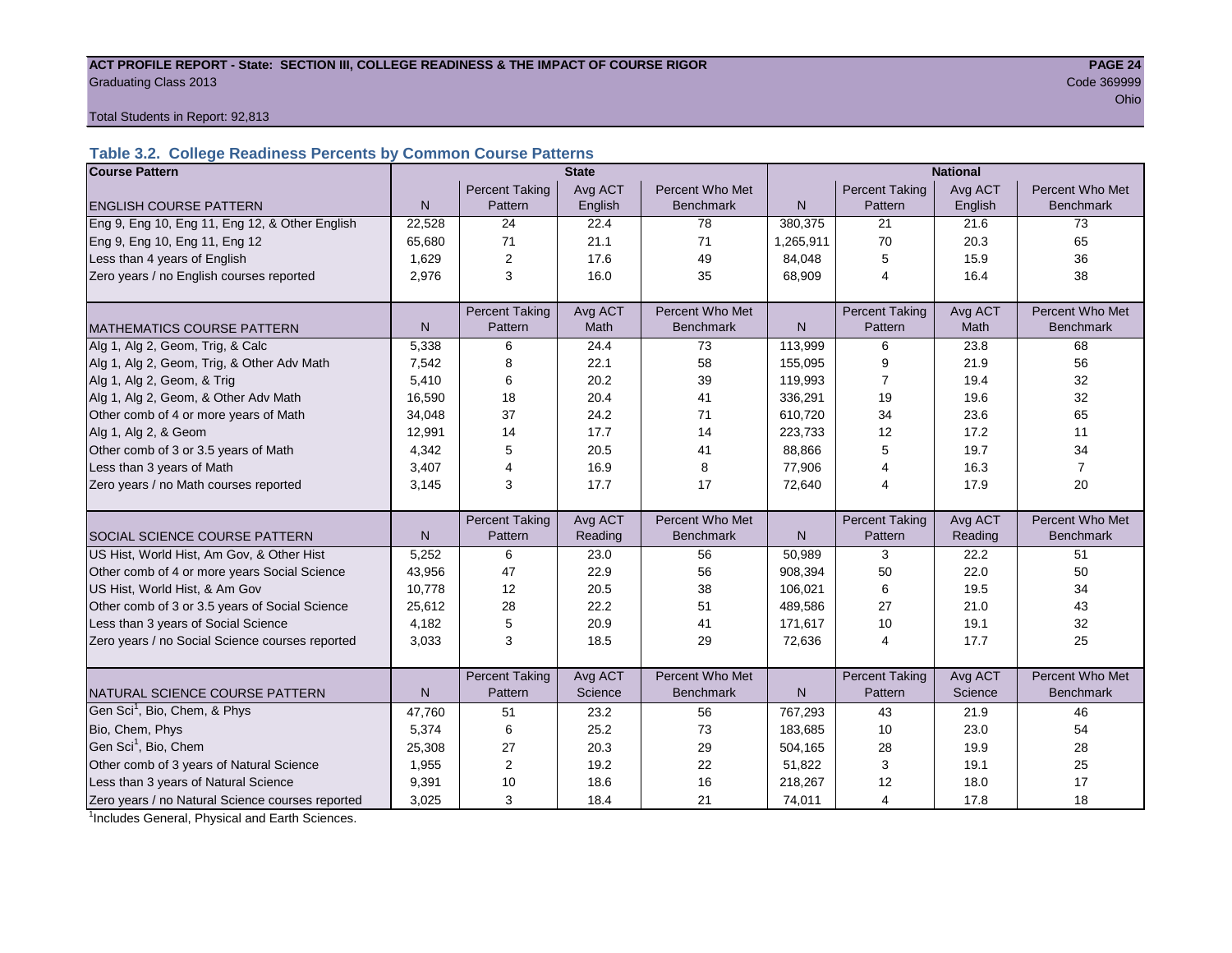**ACT PROFILE REPORT - State: SECTION III, COLLEGE READINESS & THE IMPACT OF COURSE RIGOR**

Graduating Class 2013

Code 369999

Ohio

Total Students in Report: 92,813

### Table 3.2. College Readiness Percents by Common Course Patterns

| Course Pattern | State | | | | National | | | |
|---|---|---|---|---|---|---|---|---|
| ENGLISH COURSE PATTERN | N | Percent Taking Pattern | Avg ACT English | Percent Who Met Benchmark | N | Percent Taking Pattern | Avg ACT English | Percent Who Met Benchmark |
| Eng 9, Eng 10, Eng 11, Eng 12, & Other English | 22,528 | 24 | 22.4 | 78 | 380,375 | 21 | 21.6 | 73 |
| Eng 9, Eng 10, Eng 11, Eng 12 | 65,680 | 71 | 21.1 | 71 | 1,265,911 | 70 | 20.3 | 65 |
| Less than 4 years of English | 1,629 | 2 | 17.6 | 49 | 84,048 | 5 | 15.9 | 36 |
| Zero years / no English courses reported | 2,976 | 3 | 16.0 | 35 | 68,909 | 4 | 16.4 | 38 |
| MATHEMATICS COURSE PATTERN | N | Percent Taking Pattern | Avg ACT Math | Percent Who Met Benchmark | N | Percent Taking Pattern | Avg ACT Math | Percent Who Met Benchmark |
| Alg 1, Alg 2, Geom, Trig, & Calc | 5,338 | 6 | 24.4 | 73 | 113,999 | 6 | 23.8 | 68 |
| Alg 1, Alg 2, Geom, Trig, & Other Adv Math | 7,542 | 8 | 22.1 | 58 | 155,095 | 9 | 21.9 | 56 |
| Alg 1, Alg 2, Geom, & Trig | 5,410 | 6 | 20.2 | 39 | 119,993 | 7 | 19.4 | 32 |
| Alg 1, Alg 2, Geom, & Other Adv Math | 16,590 | 18 | 20.4 | 41 | 336,291 | 19 | 19.6 | 32 |
| Other comb of 4 or more years of Math | 34,048 | 37 | 24.2 | 71 | 610,720 | 34 | 23.6 | 65 |
| Alg 1, Alg 2, & Geom | 12,991 | 14 | 17.7 | 14 | 223,733 | 12 | 17.2 | 11 |
| Other comb of 3 or 3.5 years of Math | 4,342 | 5 | 20.5 | 41 | 88,866 | 5 | 19.7 | 34 |
| Less than 3 years of Math | 3,407 | 4 | 16.9 | 8 | 77,906 | 4 | 16.3 | 7 |
| Zero years / no Math courses reported | 3,145 | 3 | 17.7 | 17 | 72,640 | 4 | 17.9 | 20 |
| SOCIAL SCIENCE COURSE PATTERN | N | Percent Taking Pattern | Avg ACT Reading | Percent Who Met Benchmark | N | Percent Taking Pattern | Avg ACT Reading | Percent Who Met Benchmark |
| US Hist, World Hist, Am Gov, & Other Hist | 5,252 | 6 | 23.0 | 56 | 50,989 | 3 | 22.2 | 51 |
| Other comb of 4 or more years Social Science | 43,956 | 47 | 22.9 | 56 | 908,394 | 50 | 22.0 | 50 |
| US Hist, World Hist, & Am Gov | 10,778 | 12 | 20.5 | 38 | 106,021 | 6 | 19.5 | 34 |
| Other comb of 3 or 3.5 years of Social Science | 25,612 | 28 | 22.2 | 51 | 489,586 | 27 | 21.0 | 43 |
| Less than 3 years of Social Science | 4,182 | 5 | 20.9 | 41 | 171,617 | 10 | 19.1 | 32 |
| Zero years / no Social Science courses reported | 3,033 | 3 | 18.5 | 29 | 72,636 | 4 | 17.7 | 25 |
| NATURAL SCIENCE COURSE PATTERN | N | Percent Taking Pattern | Avg ACT Science | Percent Who Met Benchmark | N | Percent Taking Pattern | Avg ACT Science | Percent Who Met Benchmark |
| Gen Sci[1], Bio, Chem, & Phys | 47,760 | 51 | 23.2 | 56 | 767,293 | 43 | 21.9 | 46 |
| Bio, Chem, Phys | 5,374 | 6 | 25.2 | 73 | 183,685 | 10 | 23.0 | 54 |
| Gen Sci[1], Bio, Chem | 25,308 | 27 | 20.3 | 29 | 504,165 | 28 | 19.9 | 28 |
| Other comb of 3 years of Natural Science | 1,955 | 2 | 19.2 | 22 | 51,822 | 3 | 19.1 | 25 |
| Less than 3 years of Natural Science | 9,391 | 10 | 18.6 | 16 | 218,267 | 12 | 18.0 | 17 |
| Zero years / no Natural Science courses reported | 3,025 | 3 | 18.4 | 21 | 74,011 | 4 | 17.8 | 18 |

[1]Includes General, Physical and Earth Sciences.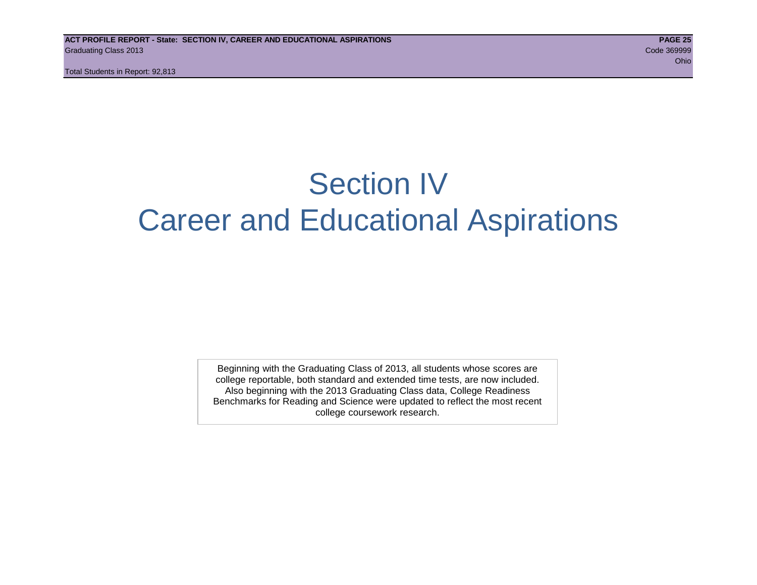# Section IV
# Career and Educational Aspirations

Beginning with the Graduating Class of 2013, all students whose scores are college reportable, both standard and extended time tests, are now included. Also beginning with the 2013 Graduating Class data, College Readiness Benchmarks for Reading and Science were updated to reflect the most recent college coursework research.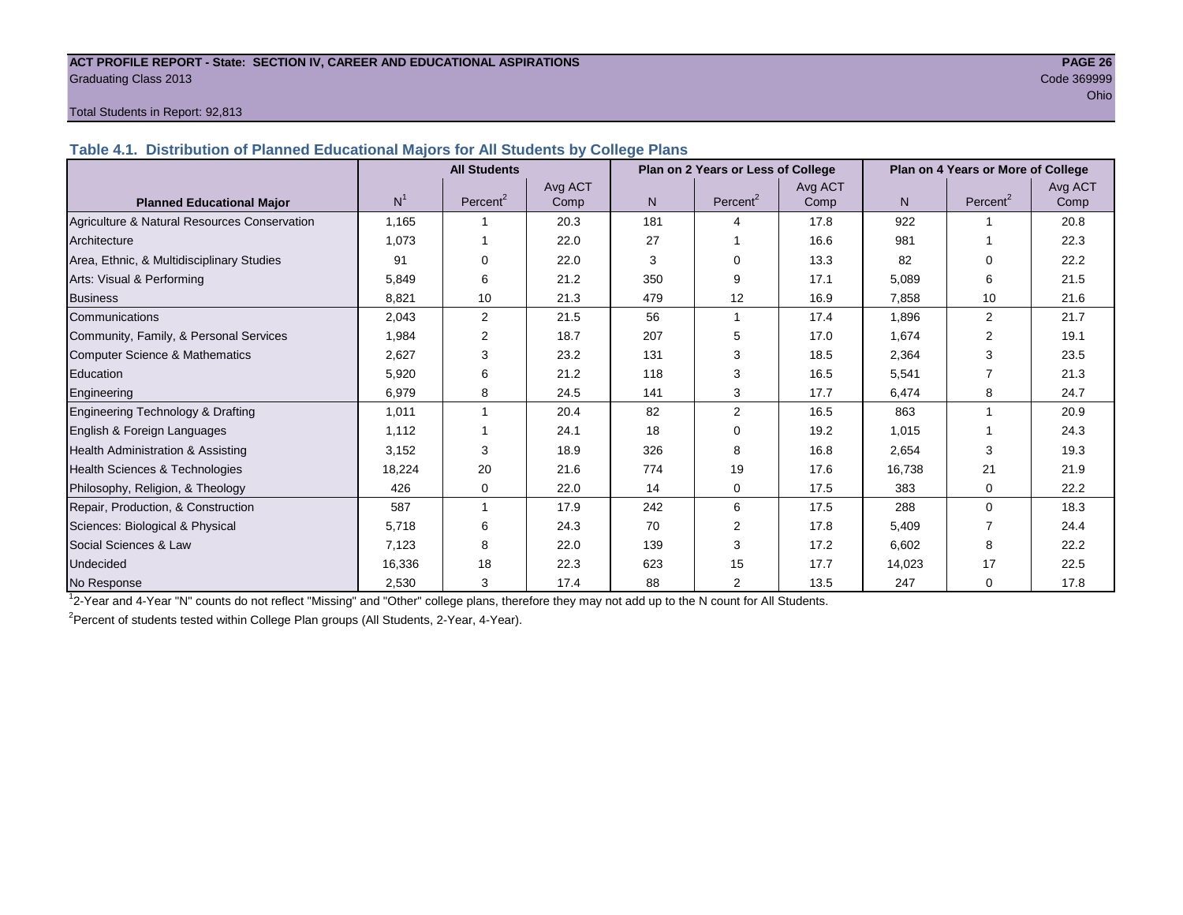**ACT PROFILE REPORT - State: SECTION IV, CAREER AND EDUCATIONAL ASPIRATIONS**
Graduating Class 2013
Code 369999
Ohio

Total Students in Report: 92,813

## Table 4.1. Distribution of Planned Educational Majors for All Students by College Plans

| Planned Educational Major | All Students | | | Plan on 2 Years or Less of College | | | Plan on 4 Years or More of College | | |
|---|---|---|---|---|---|---|---|---|---|
| | N[1] | Percent[2] | Avg ACT Comp | N | Percent[2] | Avg ACT Comp | N | Percent[2] | Avg ACT Comp |
| Agriculture & Natural Resources Conservation | 1,165 | 1 | 20.3 | 181 | 4 | 17.8 | 922 | 1 | 20.8 |
| Architecture | 1,073 | 1 | 22.0 | 27 | 1 | 16.6 | 981 | 1 | 22.3 |
| Area, Ethnic, & Multidisciplinary Studies | 91 | 0 | 22.0 | 3 | 0 | 13.3 | 82 | 0 | 22.2 |
| Arts: Visual & Performing | 5,849 | 6 | 21.2 | 350 | 9 | 17.1 | 5,089 | 6 | 21.5 |
| Business | 8,821 | 10 | 21.3 | 479 | 12 | 16.9 | 7,858 | 10 | 21.6 |
| Communications | 2,043 | 2 | 21.5 | 56 | 1 | 17.4 | 1,896 | 2 | 21.7 |
| Community, Family, & Personal Services | 1,984 | 2 | 18.7 | 207 | 5 | 17.0 | 1,674 | 2 | 19.1 |
| Computer Science & Mathematics | 2,627 | 3 | 23.2 | 131 | 3 | 18.5 | 2,364 | 3 | 23.5 |
| Education | 5,920 | 6 | 21.2 | 118 | 3 | 16.5 | 5,541 | 7 | 21.3 |
| Engineering | 6,979 | 8 | 24.5 | 141 | 3 | 17.7 | 6,474 | 8 | 24.7 |
| Engineering Technology & Drafting | 1,011 | 1 | 20.4 | 82 | 2 | 16.5 | 863 | 1 | 20.9 |
| English & Foreign Languages | 1,112 | 1 | 24.1 | 18 | 0 | 19.2 | 1,015 | 1 | 24.3 |
| Health Administration & Assisting | 3,152 | 3 | 18.9 | 326 | 8 | 16.8 | 2,654 | 3 | 19.3 |
| Health Sciences & Technologies | 18,224 | 20 | 21.6 | 774 | 19 | 17.6 | 16,738 | 21 | 21.9 |
| Philosophy, Religion, & Theology | 426 | 0 | 22.0 | 14 | 0 | 17.5 | 383 | 0 | 22.2 |
| Repair, Production, & Construction | 587 | 1 | 17.9 | 242 | 6 | 17.5 | 288 | 0 | 18.3 |
| Sciences: Biological & Physical | 5,718 | 6 | 24.3 | 70 | 2 | 17.8 | 5,409 | 7 | 24.4 |
| Social Sciences & Law | 7,123 | 8 | 22.0 | 139 | 3 | 17.2 | 6,602 | 8 | 22.2 |
| Undecided | 16,336 | 18 | 22.3 | 623 | 15 | 17.7 | 14,023 | 17 | 22.5 |
| No Response | 2,530 | 3 | 17.4 | 88 | 2 | 13.5 | 247 | 0 | 17.8 |

[1]2-Year and 4-Year "N" counts do not reflect "Missing" and "Other" college plans, therefore they may not add up to the N count for All Students.

[2]Percent of students tested within College Plan groups (All Students, 2-Year, 4-Year).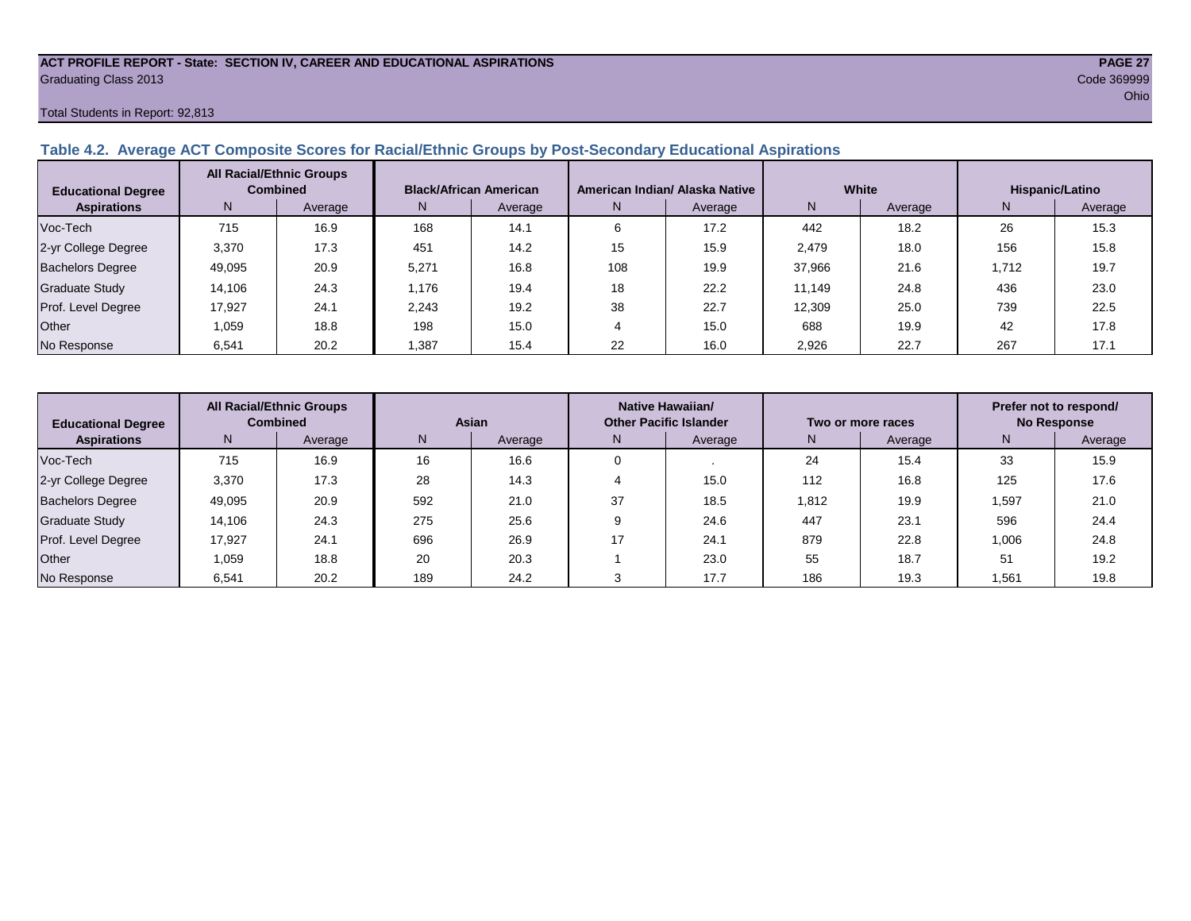**ACT PROFILE REPORT - State: SECTION IV, CAREER AND EDUCATIONAL ASPIRATIONS**

Graduating Class 2013

Code 369999

Ohio

Total Students in Report: 92,813

### Table 4.2. Average ACT Composite Scores for Racial/Ethnic Groups by Post-Secondary Educational Aspirations

| Educational Degree Aspirations | All Racial/Ethnic Groups Combined | | Black/African American | | American Indian/ Alaska Native | | White | | Hispanic/Latino | |
|---|---|---|---|---|---|---|---|---|---|---|
| | N | Average | N | Average | N | Average | N | Average | N | Average |
| Voc-Tech | 715 | 16.9 | 168 | 14.1 | 6 | 17.2 | 442 | 18.2 | 26 | 15.3 |
| 2-yr College Degree | 3,370 | 17.3 | 451 | 14.2 | 15 | 15.9 | 2,479 | 18.0 | 156 | 15.8 |
| Bachelors Degree | 49,095 | 20.9 | 5,271 | 16.8 | 108 | 19.9 | 37,966 | 21.6 | 1,712 | 19.7 |
| Graduate Study | 14,106 | 24.3 | 1,176 | 19.4 | 18 | 22.2 | 11,149 | 24.8 | 436 | 23.0 |
| Prof. Level Degree | 17,927 | 24.1 | 2,243 | 19.2 | 38 | 22.7 | 12,309 | 25.0 | 739 | 22.5 |
| Other | 1,059 | 18.8 | 198 | 15.0 | 4 | 15.0 | 688 | 19.9 | 42 | 17.8 |
| No Response | 6,541 | 20.2 | 1,387 | 15.4 | 22 | 16.0 | 2,926 | 22.7 | 267 | 17.1 |

| Educational Degree Aspirations | All Racial/Ethnic Groups Combined | | Asian | | Native Hawaiian/ Other Pacific Islander | | Two or more races | | Prefer not to respond/ No Response | |
|---|---|---|---|---|---|---|---|---|---|---|
| | N | Average | N | Average | N | Average | N | Average | N | Average |
| Voc-Tech | 715 | 16.9 | 16 | 16.6 | 0 | . | 24 | 15.4 | 33 | 15.9 |
| 2-yr College Degree | 3,370 | 17.3 | 28 | 14.3 | 4 | 15.0 | 112 | 16.8 | 125 | 17.6 |
| Bachelors Degree | 49,095 | 20.9 | 592 | 21.0 | 37 | 18.5 | 1,812 | 19.9 | 1,597 | 21.0 |
| Graduate Study | 14,106 | 24.3 | 275 | 25.6 | 9 | 24.6 | 447 | 23.1 | 596 | 24.4 |
| Prof. Level Degree | 17,927 | 24.1 | 696 | 26.9 | 17 | 24.1 | 879 | 22.8 | 1,006 | 24.8 |
| Other | 1,059 | 18.8 | 20 | 20.3 | 1 | 23.0 | 55 | 18.7 | 51 | 19.2 |
| No Response | 6,541 | 20.2 | 189 | 24.2 | 3 | 17.7 | 186 | 19.3 | 1,561 | 19.8 |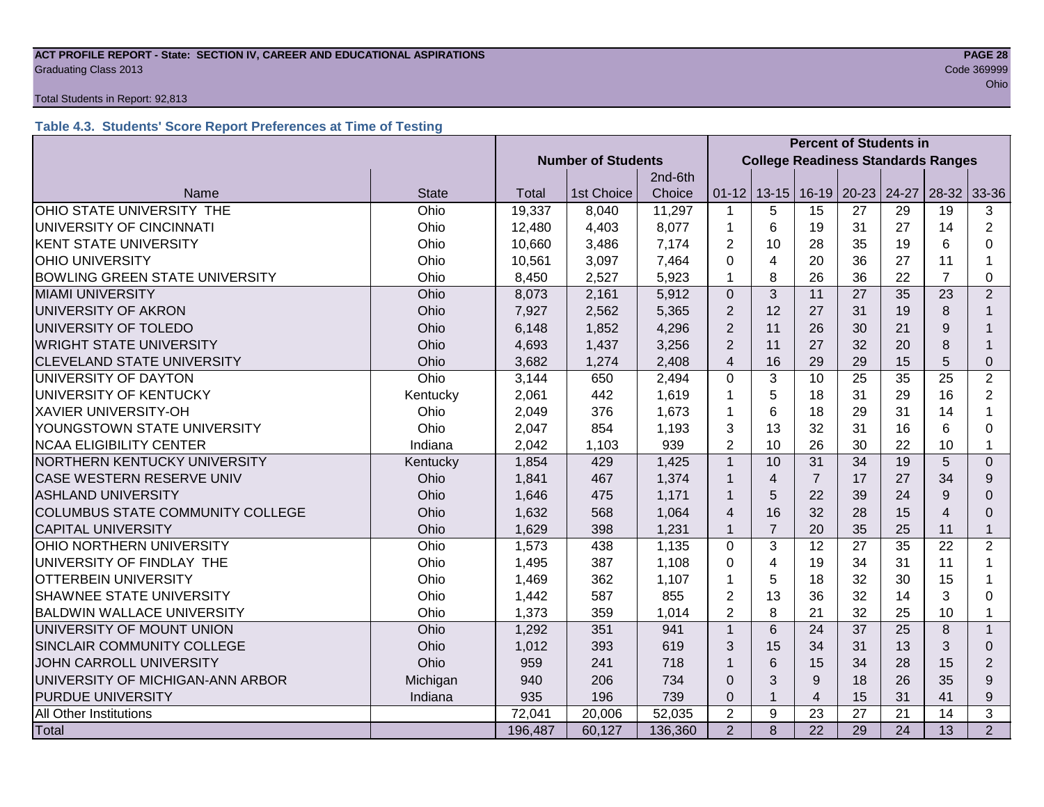**ACT PROFILE REPORT - State: SECTION IV, CAREER AND EDUCATIONAL ASPIRATIONS**
Graduating Class 2013
Code 369999
Ohio

Total Students in Report: 92,813

### Table 4.3. Students' Score Report Preferences at Time of Testing

| | | Number of Students | | | Percent of Students in College Readiness Standards Ranges | | | | | | |
|---|---|---|---|---|---|---|---|---|---|---|---|
| Name | State | Total | 1st Choice | 2nd-6th Choice | 01-12 | 13-15 | 16-19 | 20-23 | 24-27 | 28-32 | 33-36 |
| OHIO STATE UNIVERSITY THE | Ohio | 19,337 | 8,040 | 11,297 | 1 | 5 | 15 | 27 | 29 | 19 | 3 |
| UNIVERSITY OF CINCINNATI | Ohio | 12,480 | 4,403 | 8,077 | 1 | 6 | 19 | 31 | 27 | 14 | 2 |
| KENT STATE UNIVERSITY | Ohio | 10,660 | 3,486 | 7,174 | 2 | 10 | 28 | 35 | 19 | 6 | 0 |
| OHIO UNIVERSITY | Ohio | 10,561 | 3,097 | 7,464 | 0 | 4 | 20 | 36 | 27 | 11 | 1 |
| BOWLING GREEN STATE UNIVERSITY | Ohio | 8,450 | 2,527 | 5,923 | 1 | 8 | 26 | 36 | 22 | 7 | 0 |
| MIAMI UNIVERSITY | Ohio | 8,073 | 2,161 | 5,912 | 0 | 3 | 11 | 27 | 35 | 23 | 2 |
| UNIVERSITY OF AKRON | Ohio | 7,927 | 2,562 | 5,365 | 2 | 12 | 27 | 31 | 19 | 8 | 1 |
| UNIVERSITY OF TOLEDO | Ohio | 6,148 | 1,852 | 4,296 | 2 | 11 | 26 | 30 | 21 | 9 | 1 |
| WRIGHT STATE UNIVERSITY | Ohio | 4,693 | 1,437 | 3,256 | 2 | 11 | 27 | 32 | 20 | 8 | 1 |
| CLEVELAND STATE UNIVERSITY | Ohio | 3,682 | 1,274 | 2,408 | 4 | 16 | 29 | 29 | 15 | 5 | 0 |
| UNIVERSITY OF DAYTON | Ohio | 3,144 | 650 | 2,494 | 0 | 3 | 10 | 25 | 35 | 25 | 2 |
| UNIVERSITY OF KENTUCKY | Kentucky | 2,061 | 442 | 1,619 | 1 | 5 | 18 | 31 | 29 | 16 | 2 |
| XAVIER UNIVERSITY-OH | Ohio | 2,049 | 376 | 1,673 | 1 | 6 | 18 | 29 | 31 | 14 | 1 |
| YOUNGSTOWN STATE UNIVERSITY | Ohio | 2,047 | 854 | 1,193 | 3 | 13 | 32 | 31 | 16 | 6 | 0 |
| NCAA ELIGIBILITY CENTER | Indiana | 2,042 | 1,103 | 939 | 2 | 10 | 26 | 30 | 22 | 10 | 1 |
| NORTHERN KENTUCKY UNIVERSITY | Kentucky | 1,854 | 429 | 1,425 | 1 | 10 | 31 | 34 | 19 | 5 | 0 |
| CASE WESTERN RESERVE UNIV | Ohio | 1,841 | 467 | 1,374 | 1 | 4 | 7 | 17 | 27 | 34 | 9 |
| ASHLAND UNIVERSITY | Ohio | 1,646 | 475 | 1,171 | 1 | 5 | 22 | 39 | 24 | 9 | 0 |
| COLUMBUS STATE COMMUNITY COLLEGE | Ohio | 1,632 | 568 | 1,064 | 4 | 16 | 32 | 28 | 15 | 4 | 0 |
| CAPITAL UNIVERSITY | Ohio | 1,629 | 398 | 1,231 | 1 | 7 | 20 | 35 | 25 | 11 | 1 |
| OHIO NORTHERN UNIVERSITY | Ohio | 1,573 | 438 | 1,135 | 0 | 3 | 12 | 27 | 35 | 22 | 2 |
| UNIVERSITY OF FINDLAY THE | Ohio | 1,495 | 387 | 1,108 | 0 | 4 | 19 | 34 | 31 | 11 | 1 |
| OTTERBEIN UNIVERSITY | Ohio | 1,469 | 362 | 1,107 | 1 | 5 | 18 | 32 | 30 | 15 | 1 |
| SHAWNEE STATE UNIVERSITY | Ohio | 1,442 | 587 | 855 | 2 | 13 | 36 | 32 | 14 | 3 | 0 |
| BALDWIN WALLACE UNIVERSITY | Ohio | 1,373 | 359 | 1,014 | 2 | 8 | 21 | 32 | 25 | 10 | 1 |
| UNIVERSITY OF MOUNT UNION | Ohio | 1,292 | 351 | 941 | 1 | 6 | 24 | 37 | 25 | 8 | 1 |
| SINCLAIR COMMUNITY COLLEGE | Ohio | 1,012 | 393 | 619 | 3 | 15 | 34 | 31 | 13 | 3 | 0 |
| JOHN CARROLL UNIVERSITY | Ohio | 959 | 241 | 718 | 1 | 6 | 15 | 34 | 28 | 15 | 2 |
| UNIVERSITY OF MICHIGAN-ANN ARBOR | Michigan | 940 | 206 | 734 | 0 | 3 | 9 | 18 | 26 | 35 | 9 |
| PURDUE UNIVERSITY | Indiana | 935 | 196 | 739 | 0 | 1 | 4 | 15 | 31 | 41 | 9 |
| All Other Institutions | | 72,041 | 20,006 | 52,035 | 2 | 9 | 23 | 27 | 21 | 14 | 3 |
| Total | | 196,487 | 60,127 | 136,360 | 2 | 8 | 22 | 29 | 24 | 13 | 2 |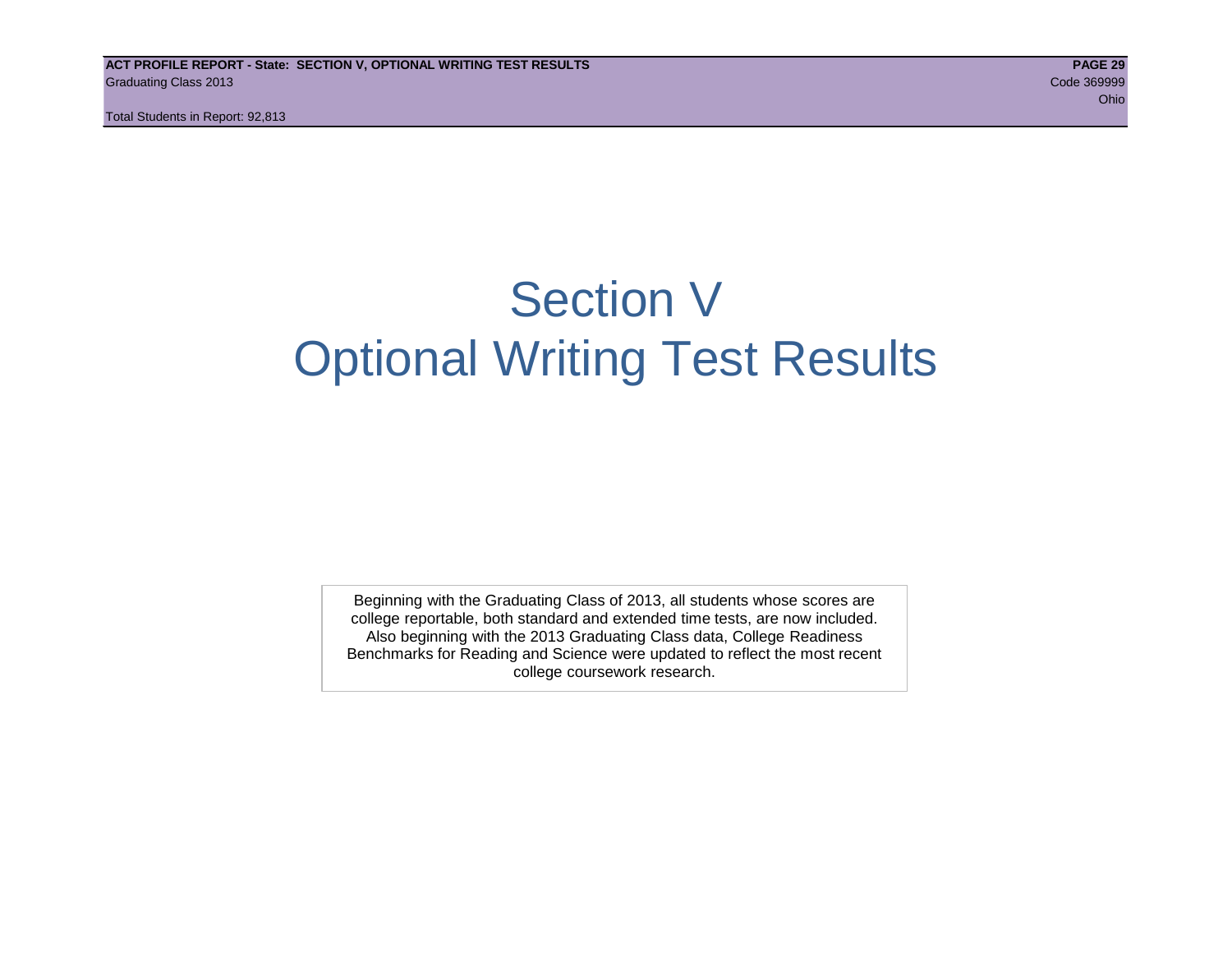# Section V
# Optional Writing Test Results

Beginning with the Graduating Class of 2013, all students whose scores are college reportable, both standard and extended time tests, are now included. Also beginning with the 2013 Graduating Class data, College Readiness Benchmarks for Reading and Science were updated to reflect the most recent college coursework research.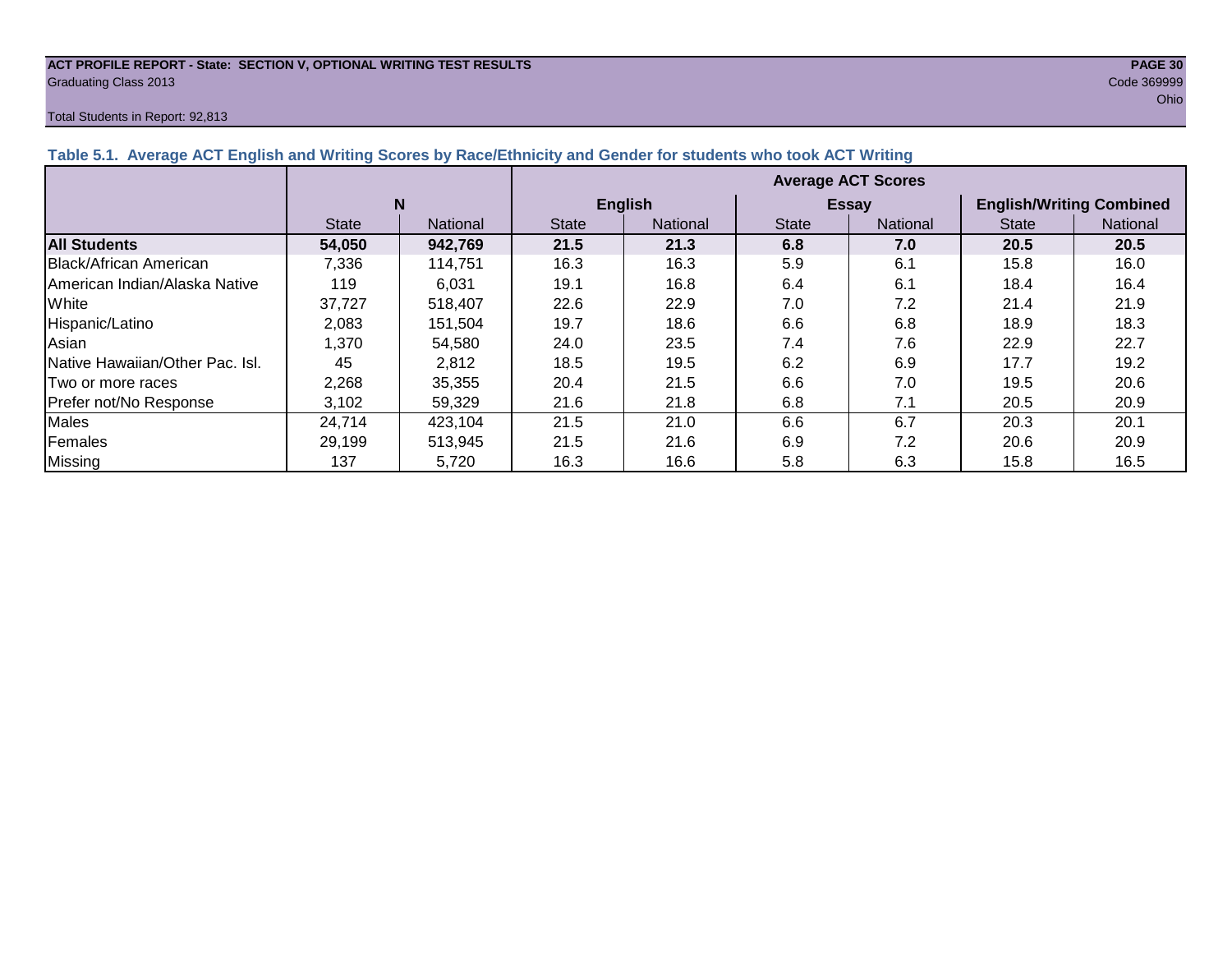**ACT PROFILE REPORT - State: SECTION V, OPTIONAL WRITING TEST RESULTS**
Graduating Class 2013

Code 369999
Ohio

Total Students in Report: 92,813

### Table 5.1. Average ACT English and Writing Scores by Race/Ethnicity and Gender for students who took ACT Writing

| | N | | Average ACT Scores | | | | | |
|---|---|---|---|---|---|---|---|---|
| | | | English | | Essay | | English/Writing Combined | |
| | State | National | State | National | State | National | State | National |
| **All Students** | **54,050** | **942,769** | **21.5** | **21.3** | **6.8** | **7.0** | **20.5** | **20.5** |
| Black/African American | 7,336 | 114,751 | 16.3 | 16.3 | 5.9 | 6.1 | 15.8 | 16.0 |
| American Indian/Alaska Native | 119 | 6,031 | 19.1 | 16.8 | 6.4 | 6.1 | 18.4 | 16.4 |
| White | 37,727 | 518,407 | 22.6 | 22.9 | 7.0 | 7.2 | 21.4 | 21.9 |
| Hispanic/Latino | 2,083 | 151,504 | 19.7 | 18.6 | 6.6 | 6.8 | 18.9 | 18.3 |
| Asian | 1,370 | 54,580 | 24.0 | 23.5 | 7.4 | 7.6 | 22.9 | 22.7 |
| Native Hawaiian/Other Pac. Isl. | 45 | 2,812 | 18.5 | 19.5 | 6.2 | 6.9 | 17.7 | 19.2 |
| Two or more races | 2,268 | 35,355 | 20.4 | 21.5 | 6.6 | 7.0 | 19.5 | 20.6 |
| Prefer not/No Response | 3,102 | 59,329 | 21.6 | 21.8 | 6.8 | 7.1 | 20.5 | 20.9 |
| Males | 24,714 | 423,104 | 21.5 | 21.0 | 6.6 | 6.7 | 20.3 | 20.1 |
| Females | 29,199 | 513,945 | 21.5 | 21.6 | 6.9 | 7.2 | 20.6 | 20.9 |
| Missing | 137 | 5,720 | 16.3 | 16.6 | 5.8 | 6.3 | 15.8 | 16.5 |